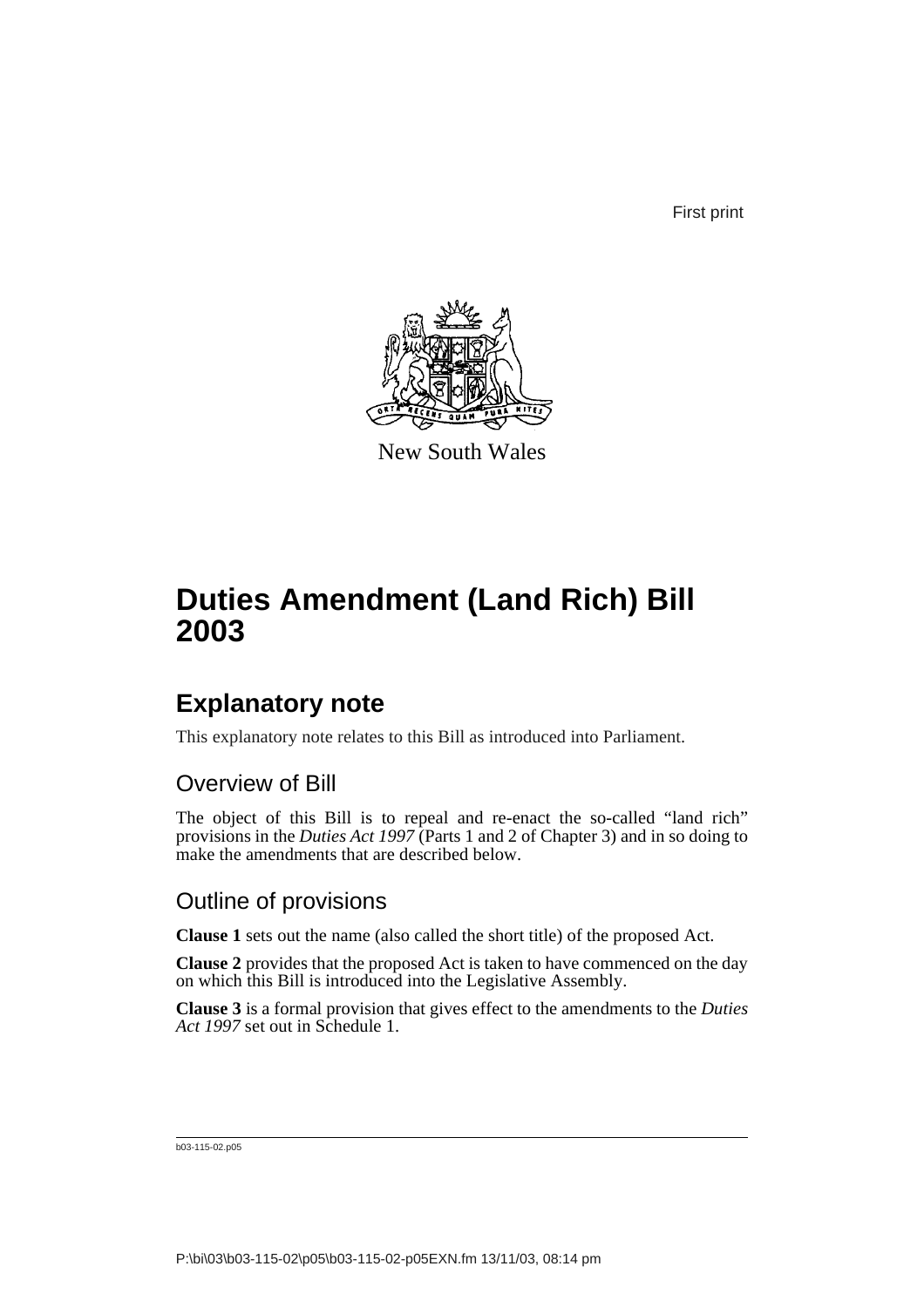First print

New South Wales

# Duties Amendment (Land Rich) Bill 2003

## Explanatory note

This explanatory note relates to this Bill as introduced into Parliament.

### Overview of Bill

The object of this Bill is to repeal and re-enact the so-called "land rich" provisions in the *Duties Act 1997* (Parts 1 and 2 of Chapter 3) and in so doing to make the amendments that are described below.

### Outline of provisions

**Clause 1** sets out the name (also called the short title) of the proposed Act.

**Clause 2** provides that the proposed Act is taken to have commenced on the day on which this Bill is introduced into the Legislative Assembly.

**Clause 3** is a formal provision that gives effect to the amendments to the *Duties Act 1997* set out in Schedule 1.

b03-115-02.p05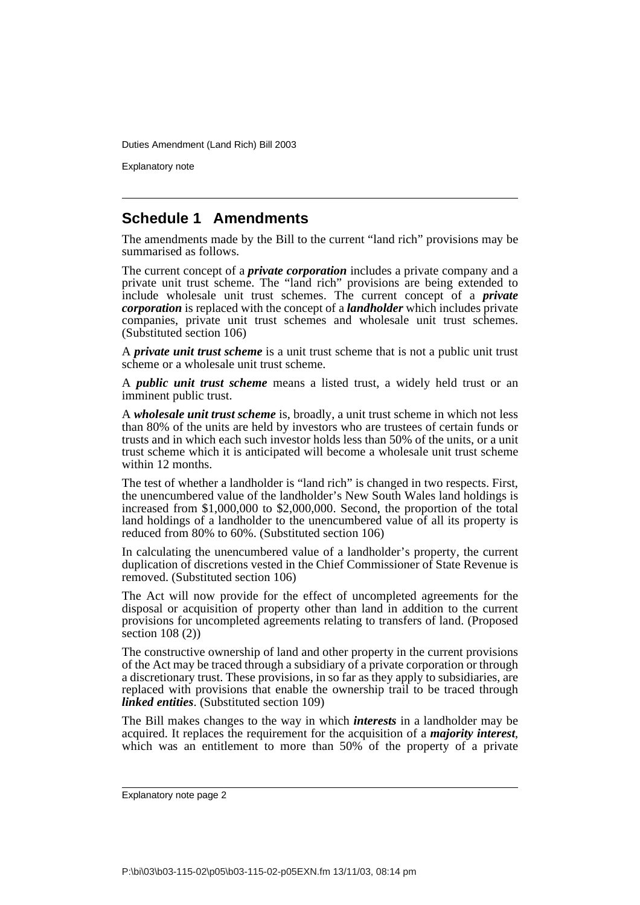## Schedule 1 Amendments

The amendments made by the Bill to the current "land rich" provisions may be summarised as follows.

The current concept of a ***private corporation*** includes a private company and a private unit trust scheme. The "land rich" provisions are being extended to include wholesale unit trust schemes. The current concept of a ***private corporation*** is replaced with the concept of a ***landholder*** which includes private companies, private unit trust schemes and wholesale unit trust schemes. (Substituted section 106)

A ***private unit trust scheme*** is a unit trust scheme that is not a public unit trust scheme or a wholesale unit trust scheme.

A ***public unit trust scheme*** means a listed trust, a widely held trust or an imminent public trust.

A ***wholesale unit trust scheme*** is, broadly, a unit trust scheme in which not less than 80% of the units are held by investors who are trustees of certain funds or trusts and in which each such investor holds less than 50% of the units, or a unit trust scheme which it is anticipated will become a wholesale unit trust scheme within 12 months.

The test of whether a landholder is "land rich" is changed in two respects. First, the unencumbered value of the landholder's New South Wales land holdings is increased from $1,000,000 to $2,000,000. Second, the proportion of the total land holdings of a landholder to the unencumbered value of all its property is reduced from 80% to 60%. (Substituted section 106)

In calculating the unencumbered value of a landholder's property, the current duplication of discretions vested in the Chief Commissioner of State Revenue is removed. (Substituted section 106)

The Act will now provide for the effect of uncompleted agreements for the disposal or acquisition of property other than land in addition to the current provisions for uncompleted agreements relating to transfers of land. (Proposed section 108 (2))

The constructive ownership of land and other property in the current provisions of the Act may be traced through a subsidiary of a private corporation or through a discretionary trust. These provisions, in so far as they apply to subsidiaries, are replaced with provisions that enable the ownership trail to be traced through ***linked entities***. (Substituted section 109)

The Bill makes changes to the way in which ***interests*** in a landholder may be acquired. It replaces the requirement for the acquisition of a ***majority interest***, which was an entitlement to more than 50% of the property of a private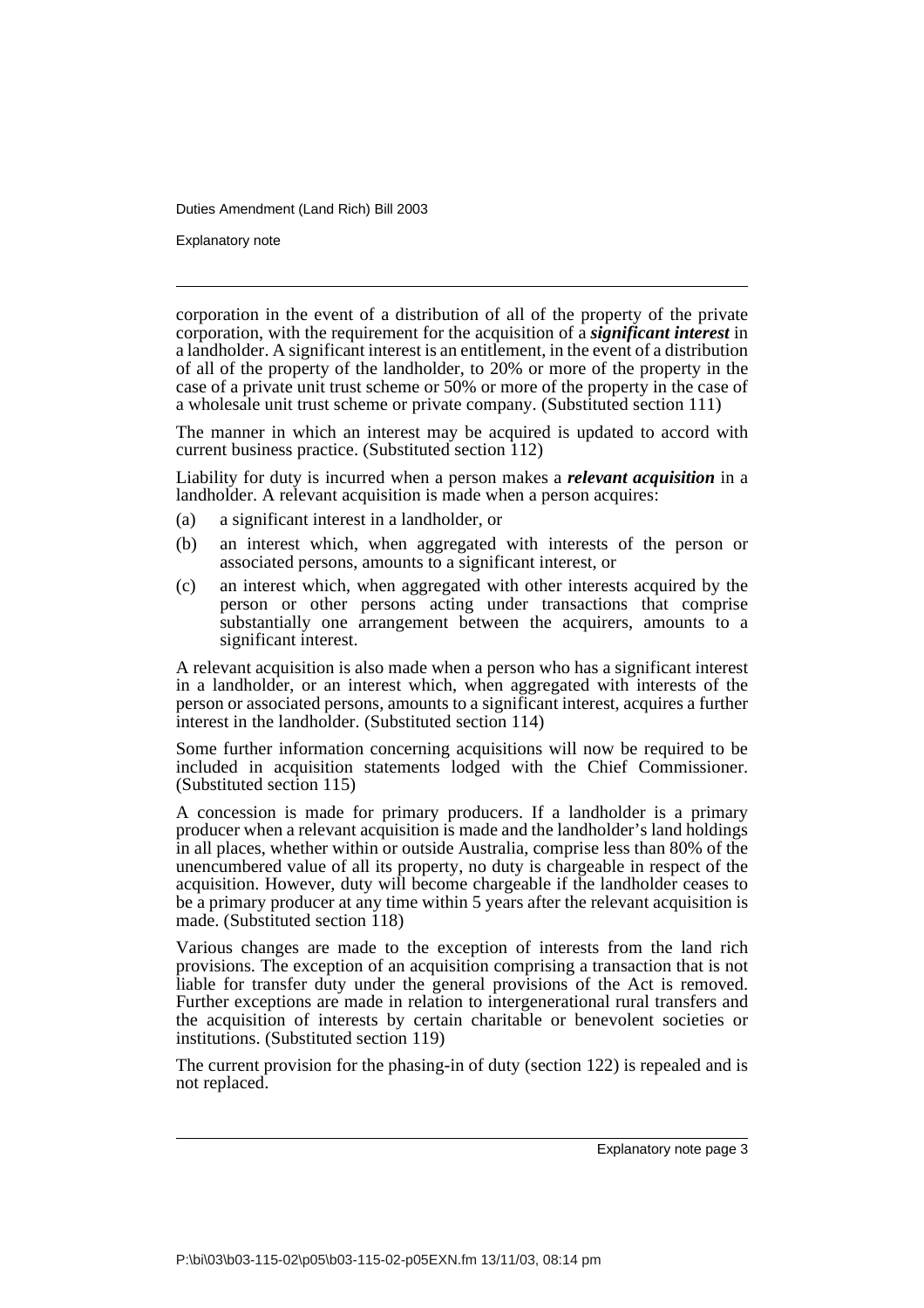corporation in the event of a distribution of all of the property of the private corporation, with the requirement for the acquisition of a ***significant interest*** in a landholder. A significant interest is an entitlement, in the event of a distribution of all of the property of the landholder, to 20% or more of the property in the case of a private unit trust scheme or 50% or more of the property in the case of a wholesale unit trust scheme or private company. (Substituted section 111)

The manner in which an interest may be acquired is updated to accord with current business practice. (Substituted section 112)

Liability for duty is incurred when a person makes a ***relevant acquisition*** in a landholder. A relevant acquisition is made when a person acquires:

(a) a significant interest in a landholder, or

(b) an interest which, when aggregated with interests of the person or associated persons, amounts to a significant interest, or

(c) an interest which, when aggregated with other interests acquired by the person or other persons acting under transactions that comprise substantially one arrangement between the acquirers, amounts to a significant interest.

A relevant acquisition is also made when a person who has a significant interest in a landholder, or an interest which, when aggregated with interests of the person or associated persons, amounts to a significant interest, acquires a further interest in the landholder. (Substituted section 114)

Some further information concerning acquisitions will now be required to be included in acquisition statements lodged with the Chief Commissioner. (Substituted section 115)

A concession is made for primary producers. If a landholder is a primary producer when a relevant acquisition is made and the landholder's land holdings in all places, whether within or outside Australia, comprise less than 80% of the unencumbered value of all its property, no duty is chargeable in respect of the acquisition. However, duty will become chargeable if the landholder ceases to be a primary producer at any time within 5 years after the relevant acquisition is made. (Substituted section 118)

Various changes are made to the exception of interests from the land rich provisions. The exception of an acquisition comprising a transaction that is not liable for transfer duty under the general provisions of the Act is removed. Further exceptions are made in relation to intergenerational rural transfers and the acquisition of interests by certain charitable or benevolent societies or institutions. (Substituted section 119)

The current provision for the phasing-in of duty (section 122) is repealed and is not replaced.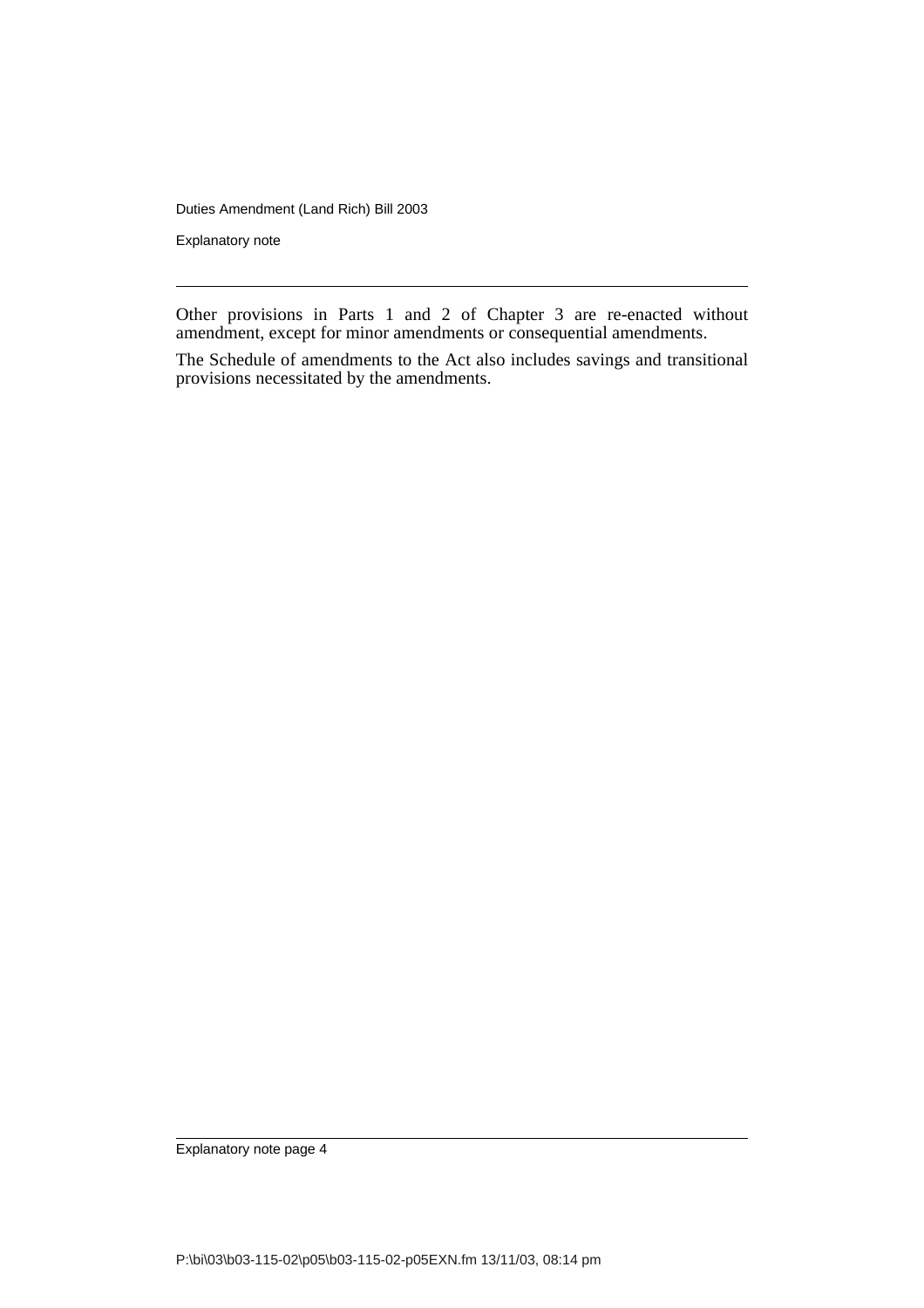Other provisions in Parts 1 and 2 of Chapter 3 are re-enacted without amendment, except for minor amendments or consequential amendments.

The Schedule of amendments to the Act also includes savings and transitional provisions necessitated by the amendments.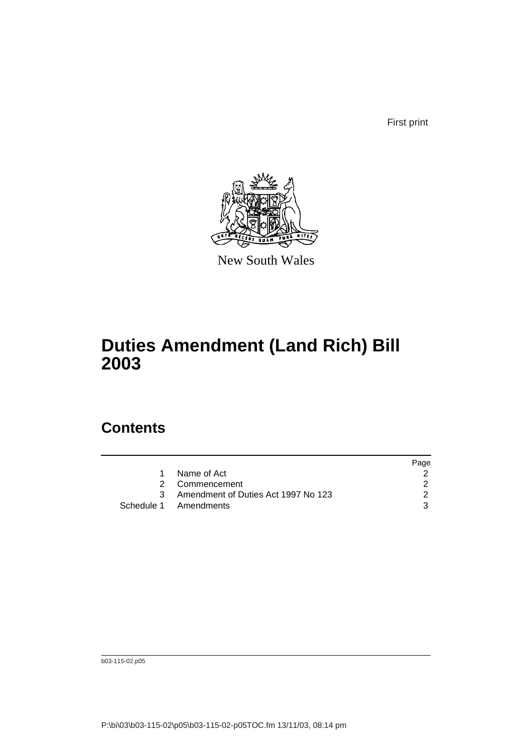First print

New South Wales

# Duties Amendment (Land Rich) Bill 2003

## Contents

| | | Page |
|---|---|---|
| 1 | Name of Act | 2 |
| 2 | Commencement | 2 |
| 3 | Amendment of Duties Act 1997 No 123 | 2 |
| Schedule 1 | Amendments | 3 |

b03-115-02.p05

P:\bi\03\b03-115-02\p05\b03-115-02-p05TOC.fm 13/11/03, 08:14 pm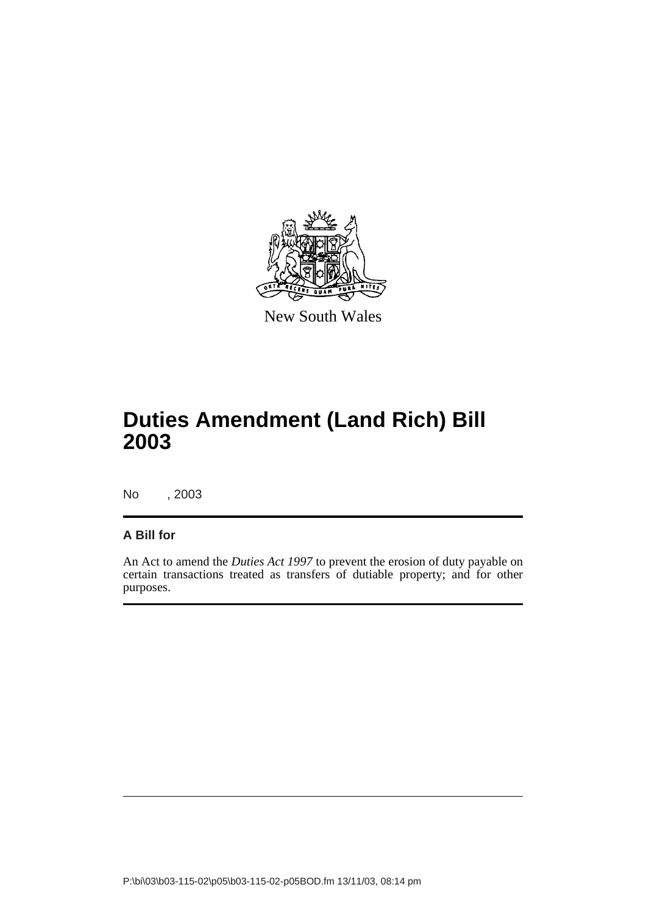New South Wales

# Duties Amendment (Land Rich) Bill 2003

No , 2003

## A Bill for

An Act to amend the *Duties Act 1997* to prevent the erosion of duty payable on certain transactions treated as transfers of dutiable property; and for other purposes.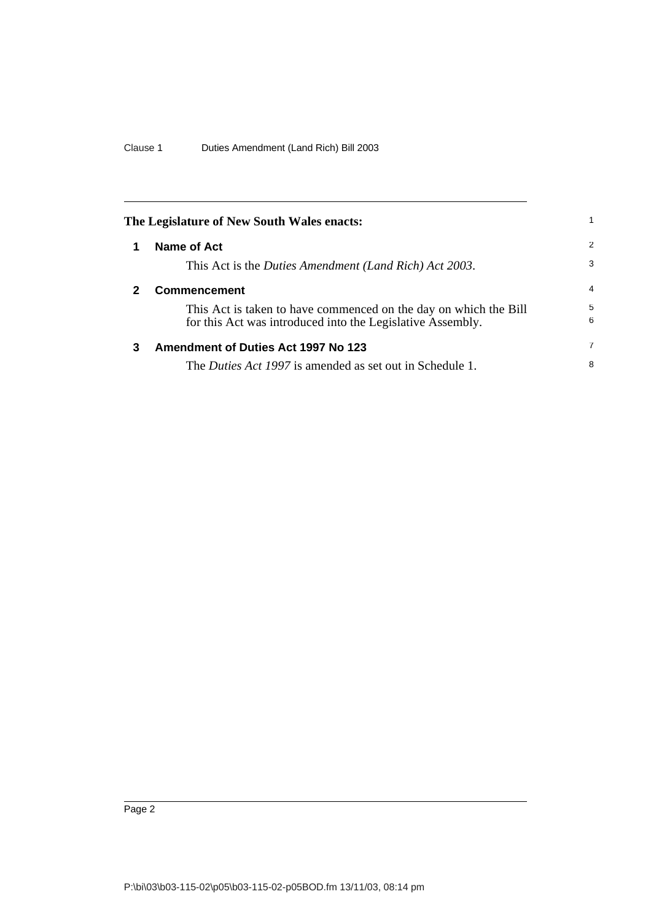**The Legislature of New South Wales enacts:**

## 1 Name of Act

This Act is the *Duties Amendment (Land Rich) Act 2003*.

## 2 Commencement

This Act is taken to have commenced on the day on which the Bill for this Act was introduced into the Legislative Assembly.

## 3 Amendment of Duties Act 1997 No 123

The *Duties Act 1997* is amended as set out in Schedule 1.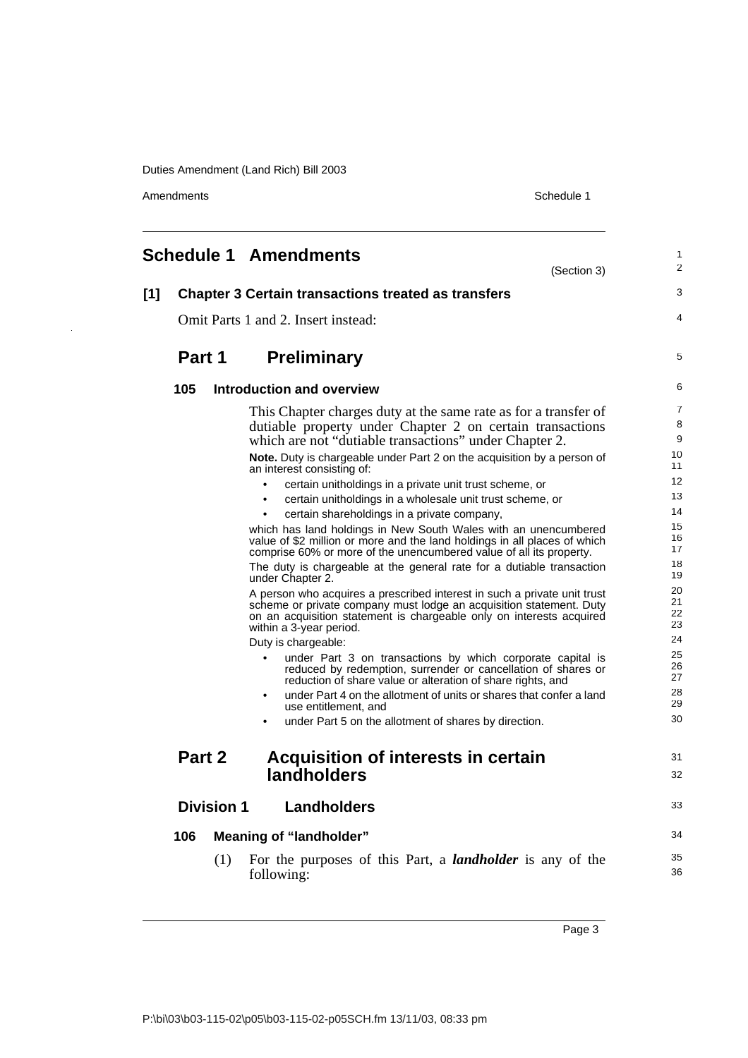# Schedule 1 Amendments

(Section 3)

**[1] Chapter 3 Certain transactions treated as transfers**

Omit Parts 1 and 2. Insert instead:

## Part 1 Preliminary

### 105 Introduction and overview

This Chapter charges duty at the same rate as for a transfer of dutiable property under Chapter 2 on certain transactions which are not "dutiable transactions" under Chapter 2.

**Note.** Duty is chargeable under Part 2 on the acquisition by a person of an interest consisting of:

- certain unitholdings in a private unit trust scheme, or
- certain unitholdings in a wholesale unit trust scheme, or
- certain shareholdings in a private company,

which has land holdings in New South Wales with an unencumbered value of $2 million or more and the land holdings in all places of which comprise 60% or more of the unencumbered value of all its property.

The duty is chargeable at the general rate for a dutiable transaction under Chapter 2.

A person who acquires a prescribed interest in such a private unit trust scheme or private company must lodge an acquisition statement. Duty on an acquisition statement is chargeable only on interests acquired within a 3-year period.

Duty is chargeable:

- under Part 3 on transactions by which corporate capital is reduced by redemption, surrender or cancellation of shares or reduction of share value or alteration of share rights, and
- under Part 4 on the allotment of units or shares that confer a land use entitlement, and
- under Part 5 on the allotment of shares by direction.

## Part 2 Acquisition of interests in certain landholders

### Division 1 Landholders

### 106 Meaning of "landholder"

(1) For the purposes of this Part, a ***landholder*** is any of the following: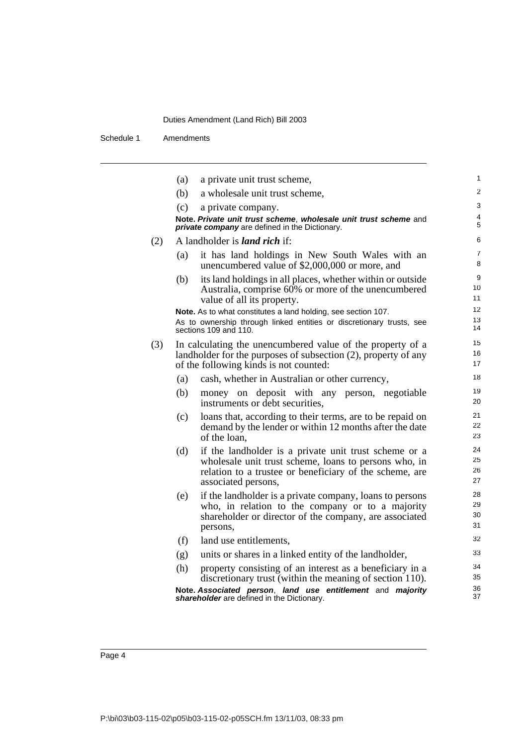(a) a private unit trust scheme,

(b) a wholesale unit trust scheme,

(c) a private company.

**Note.** ***Private unit trust scheme***, ***wholesale unit trust scheme*** and ***private company*** are defined in the Dictionary.

(2) A landholder is ***land rich*** if:

(a) it has land holdings in New South Wales with an unencumbered value of $2,000,000 or more, and

(b) its land holdings in all places, whether within or outside Australia, comprise 60% or more of the unencumbered value of all its property.

**Note.** As to what constitutes a land holding, see section 107.

As to ownership through linked entities or discretionary trusts, see sections 109 and 110.

(3) In calculating the unencumbered value of the property of a landholder for the purposes of subsection (2), property of any of the following kinds is not counted:

(a) cash, whether in Australian or other currency,

(b) money on deposit with any person, negotiable instruments or debt securities,

(c) loans that, according to their terms, are to be repaid on demand by the lender or within 12 months after the date of the loan,

(d) if the landholder is a private unit trust scheme or a wholesale unit trust scheme, loans to persons who, in relation to a trustee or beneficiary of the scheme, are associated persons,

(e) if the landholder is a private company, loans to persons who, in relation to the company or to a majority shareholder or director of the company, are associated persons,

(f) land use entitlements,

(g) units or shares in a linked entity of the landholder,

(h) property consisting of an interest as a beneficiary in a discretionary trust (within the meaning of section 110).

**Note.** ***Associated person***, ***land use entitlement*** and ***majority shareholder*** are defined in the Dictionary.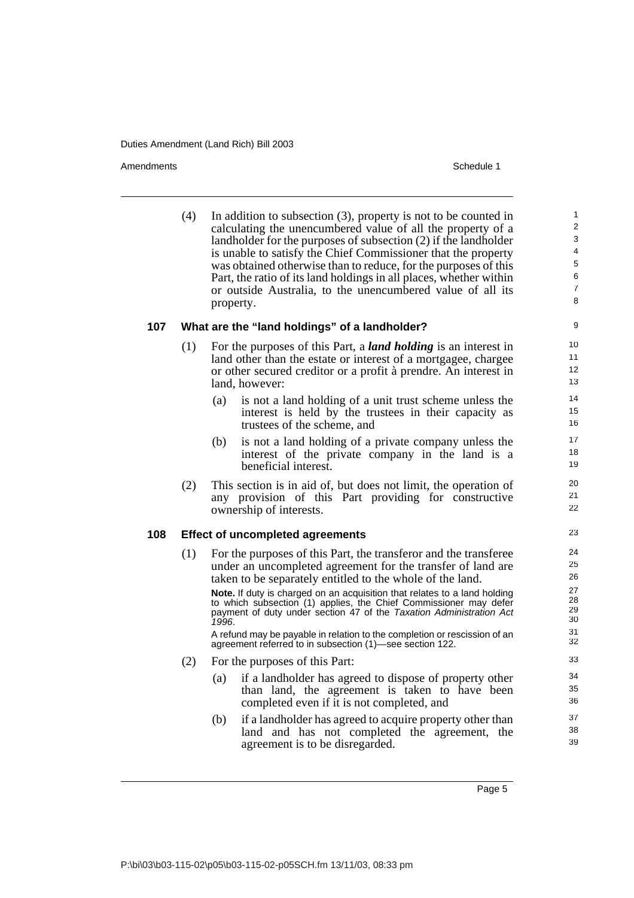(4) In addition to subsection (3), property is not to be counted in calculating the unencumbered value of all the property of a landholder for the purposes of subsection (2) if the landholder is unable to satisfy the Chief Commissioner that the property was obtained otherwise than to reduce, for the purposes of this Part, the ratio of its land holdings in all places, whether within or outside Australia, to the unencumbered value of all its property.

### 107 What are the "land holdings" of a landholder?

(1) For the purposes of this Part, a ***land holding*** is an interest in land other than the estate or interest of a mortgagee, chargee or other secured creditor or a profit à prendre. An interest in land, however:

- (a) is not a land holding of a unit trust scheme unless the interest is held by the trustees in their capacity as trustees of the scheme, and
- (b) is not a land holding of a private company unless the interest of the private company in the land is a beneficial interest.

(2) This section is in aid of, but does not limit, the operation of any provision of this Part providing for constructive ownership of interests.

### 108 Effect of uncompleted agreements

(1) For the purposes of this Part, the transferor and the transferee under an uncompleted agreement for the transfer of land are taken to be separately entitled to the whole of the land.

**Note.** If duty is charged on an acquisition that relates to a land holding to which subsection (1) applies, the Chief Commissioner may defer payment of duty under section 47 of the *Taxation Administration Act 1996*.

A refund may be payable in relation to the completion or rescission of an agreement referred to in subsection (1)—see section 122.

(2) For the purposes of this Part:

- (a) if a landholder has agreed to dispose of property other than land, the agreement is taken to have been completed even if it is not completed, and
- (b) if a landholder has agreed to acquire property other than land and has not completed the agreement, the agreement is to be disregarded.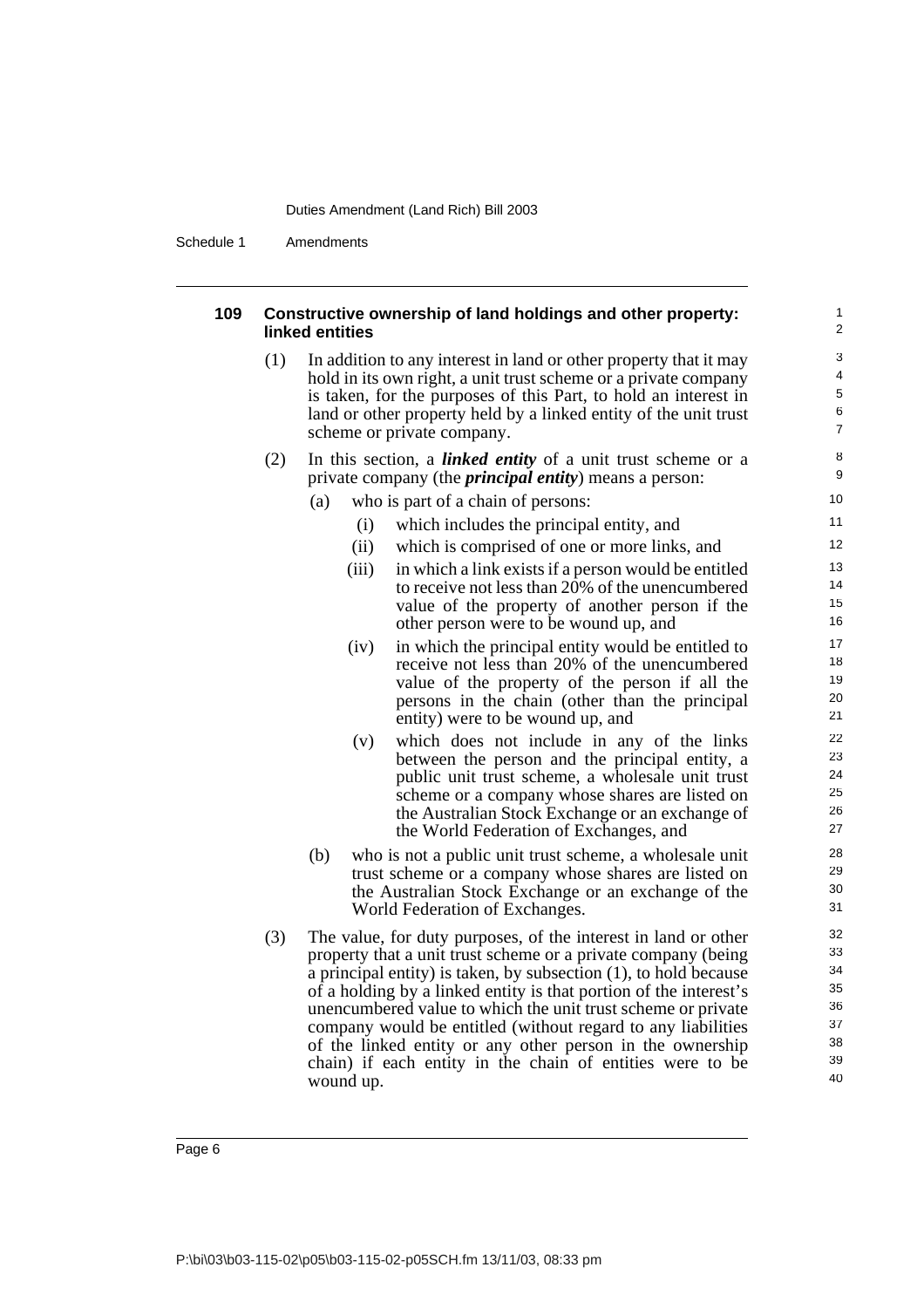### 109 Constructive ownership of land holdings and other property: linked entities

(1) In addition to any interest in land or other property that it may hold in its own right, a unit trust scheme or a private company is taken, for the purposes of this Part, to hold an interest in land or other property held by a linked entity of the unit trust scheme or private company.

(2) In this section, a ***linked entity*** of a unit trust scheme or a private company (the ***principal entity***) means a person:

- (a) who is part of a chain of persons:
  - (i) which includes the principal entity, and
  - (ii) which is comprised of one or more links, and
  - (iii) in which a link exists if a person would be entitled to receive not less than 20% of the unencumbered value of the property of another person if the other person were to be wound up, and
  - (iv) in which the principal entity would be entitled to receive not less than 20% of the unencumbered value of the property of the person if all the persons in the chain (other than the principal entity) were to be wound up, and
  - (v) which does not include in any of the links between the person and the principal entity, a public unit trust scheme, a wholesale unit trust scheme or a company whose shares are listed on the Australian Stock Exchange or an exchange of the World Federation of Exchanges, and
- (b) who is not a public unit trust scheme, a wholesale unit trust scheme or a company whose shares are listed on the Australian Stock Exchange or an exchange of the World Federation of Exchanges.

(3) The value, for duty purposes, of the interest in land or other property that a unit trust scheme or a private company (being a principal entity) is taken, by subsection (1), to hold because of a holding by a linked entity is that portion of the interest's unencumbered value to which the unit trust scheme or private company would be entitled (without regard to any liabilities of the linked entity or any other person in the ownership chain) if each entity in the chain of entities were to be wound up.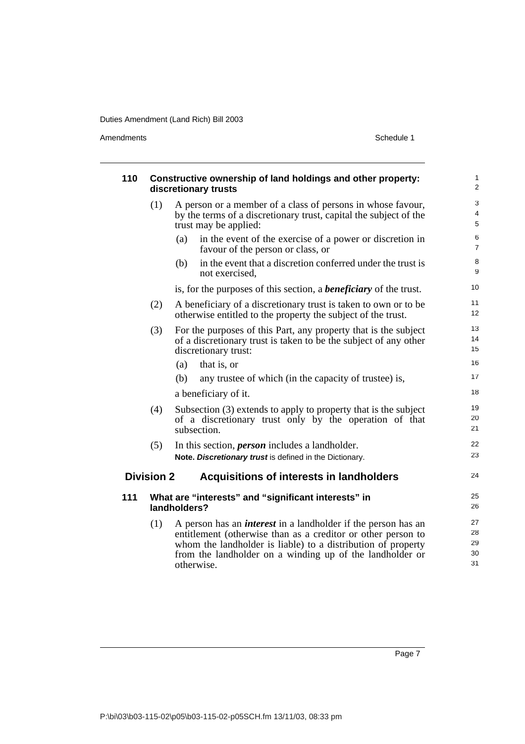### 110 Constructive ownership of land holdings and other property: discretionary trusts

(1) A person or a member of a class of persons in whose favour, by the terms of a discretionary trust, capital the subject of the trust may be applied:

- (a) in the event of the exercise of a power or discretion in favour of the person or class, or
- (b) in the event that a discretion conferred under the trust is not exercised,

is, for the purposes of this section, a ***beneficiary*** of the trust.

(2) A beneficiary of a discretionary trust is taken to own or to be otherwise entitled to the property the subject of the trust.

(3) For the purposes of this Part, any property that is the subject of a discretionary trust is taken to be the subject of any other discretionary trust:

- (a) that is, or
- (b) any trustee of which (in the capacity of trustee) is,

a beneficiary of it.

(4) Subsection (3) extends to apply to property that is the subject of a discretionary trust only by the operation of that subsection.

(5) In this section, ***person*** includes a landholder.

**Note.** ***Discretionary trust*** is defined in the Dictionary.

## Division 2 Acquisitions of interests in landholders

### 111 What are "interests" and "significant interests" in landholders?

(1) A person has an ***interest*** in a landholder if the person has an entitlement (otherwise than as a creditor or other person to whom the landholder is liable) to a distribution of property from the landholder on a winding up of the landholder or otherwise.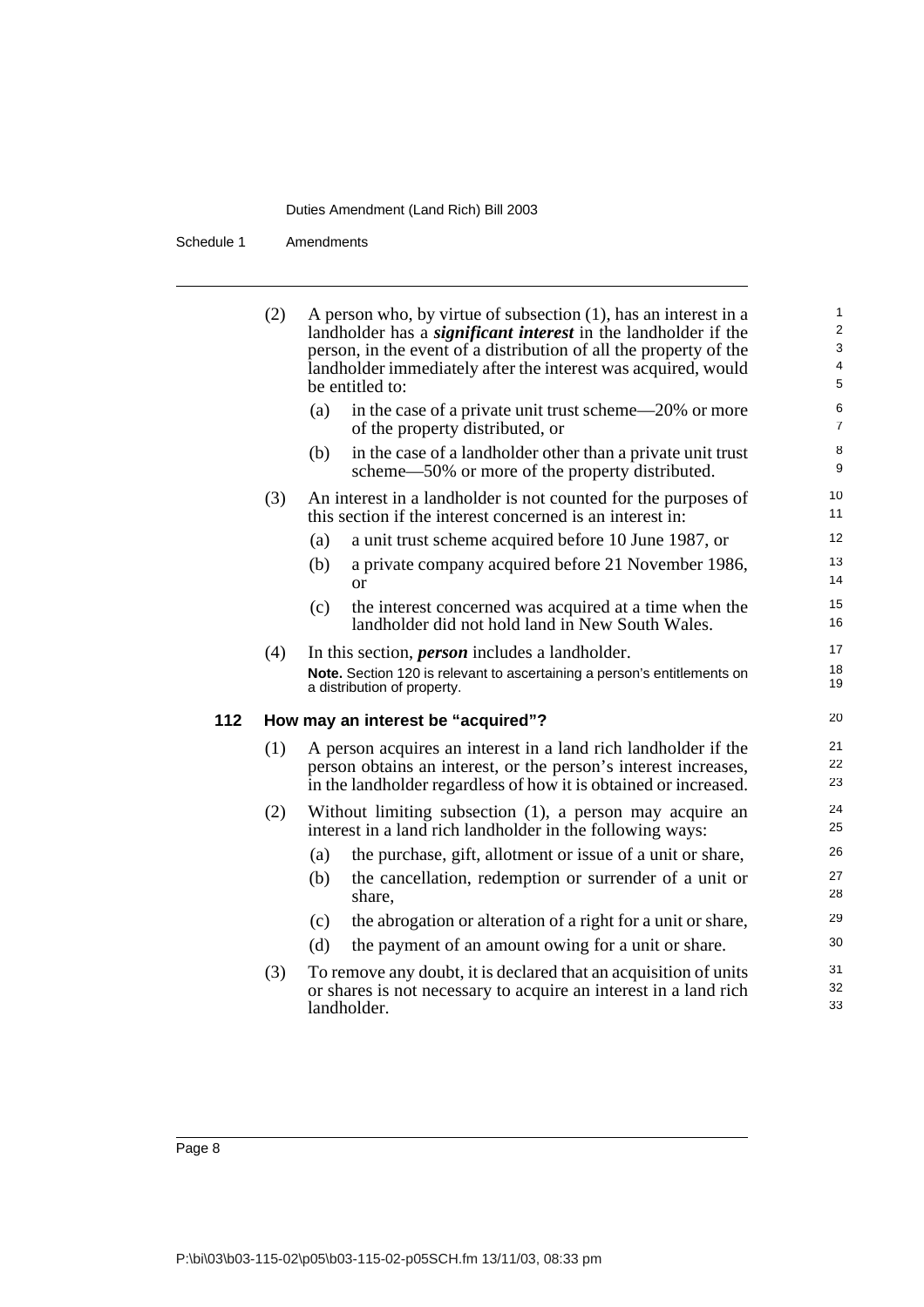(2) A person who, by virtue of subsection (1), has an interest in a landholder has a ***significant interest*** in the landholder if the person, in the event of a distribution of all the property of the landholder immediately after the interest was acquired, would be entitled to:

   (a) in the case of a private unit trust scheme—20% or more of the property distributed, or

   (b) in the case of a landholder other than a private unit trust scheme—50% or more of the property distributed.

(3) An interest in a landholder is not counted for the purposes of this section if the interest concerned is an interest in:

   (a) a unit trust scheme acquired before 10 June 1987, or

   (b) a private company acquired before 21 November 1986, or

   (c) the interest concerned was acquired at a time when the landholder did not hold land in New South Wales.

(4) In this section, ***person*** includes a landholder.

**Note.** Section 120 is relevant to ascertaining a person's entitlements on a distribution of property.

### 112 How may an interest be "acquired"?

(1) A person acquires an interest in a land rich landholder if the person obtains an interest, or the person's interest increases, in the landholder regardless of how it is obtained or increased.

(2) Without limiting subsection (1), a person may acquire an interest in a land rich landholder in the following ways:

   (a) the purchase, gift, allotment or issue of a unit or share,

   (b) the cancellation, redemption or surrender of a unit or share,

   (c) the abrogation or alteration of a right for a unit or share,

   (d) the payment of an amount owing for a unit or share.

(3) To remove any doubt, it is declared that an acquisition of units or shares is not necessary to acquire an interest in a land rich landholder.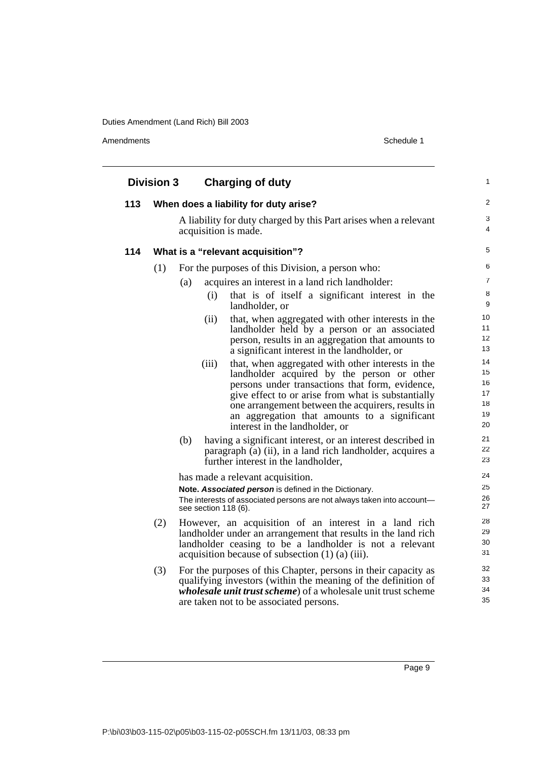## Division 3 Charging of duty

### 113 When does a liability for duty arise?

A liability for duty charged by this Part arises when a relevant acquisition is made.

### 114 What is a "relevant acquisition"?

(1) For the purposes of this Division, a person who:

- (a) acquires an interest in a land rich landholder:
  - (i) that is of itself a significant interest in the landholder, or
  - (ii) that, when aggregated with other interests in the landholder held by a person or an associated person, results in an aggregation that amounts to a significant interest in the landholder, or
  - (iii) that, when aggregated with other interests in the landholder acquired by the person or other persons under transactions that form, evidence, give effect to or arise from what is substantially one arrangement between the acquirers, results in an aggregation that amounts to a significant interest in the landholder, or
- (b) having a significant interest, or an interest described in paragraph (a) (ii), in a land rich landholder, acquires a further interest in the landholder,

has made a relevant acquisition.

**Note.** ***Associated person*** is defined in the Dictionary.

The interests of associated persons are not always taken into account—see section 118 (6).

(2) However, an acquisition of an interest in a land rich landholder under an arrangement that results in the land rich landholder ceasing to be a landholder is not a relevant acquisition because of subsection (1) (a) (iii).

(3) For the purposes of this Chapter, persons in their capacity as qualifying investors (within the meaning of the definition of ***wholesale unit trust scheme***) of a wholesale unit trust scheme are taken not to be associated persons.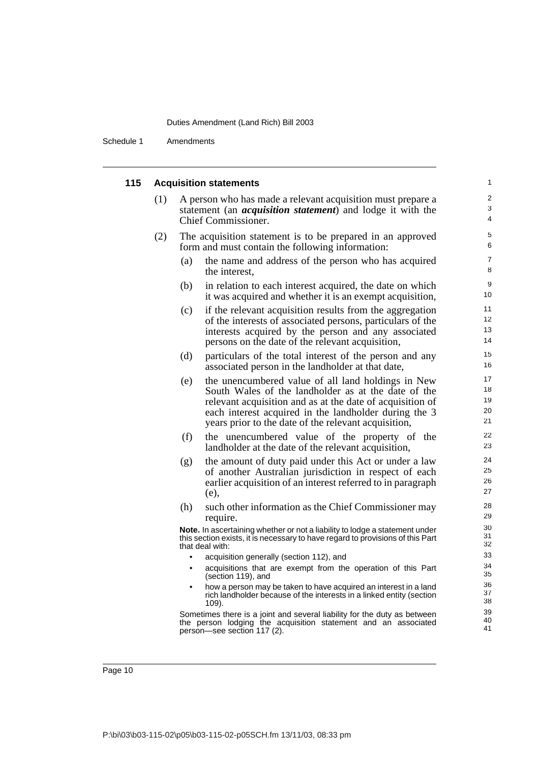### 115 Acquisition statements

(1) A person who has made a relevant acquisition must prepare a statement (an ***acquisition statement***) and lodge it with the Chief Commissioner.

(2) The acquisition statement is to be prepared in an approved form and must contain the following information:

(a) the name and address of the person who has acquired the interest,

(b) in relation to each interest acquired, the date on which it was acquired and whether it is an exempt acquisition,

(c) if the relevant acquisition results from the aggregation of the interests of associated persons, particulars of the interests acquired by the person and any associated persons on the date of the relevant acquisition,

(d) particulars of the total interest of the person and any associated person in the landholder at that date,

(e) the unencumbered value of all land holdings in New South Wales of the landholder as at the date of the relevant acquisition and as at the date of acquisition of each interest acquired in the landholder during the 3 years prior to the date of the relevant acquisition,

(f) the unencumbered value of the property of the landholder at the date of the relevant acquisition,

(g) the amount of duty paid under this Act or under a law of another Australian jurisdiction in respect of each earlier acquisition of an interest referred to in paragraph (e),

(h) such other information as the Chief Commissioner may require.

**Note.** In ascertaining whether or not a liability to lodge a statement under this section exists, it is necessary to have regard to provisions of this Part that deal with:

- acquisition generally (section 112), and
- acquisitions that are exempt from the operation of this Part (section 119), and
- how a person may be taken to have acquired an interest in a land rich landholder because of the interests in a linked entity (section 109).

Sometimes there is a joint and several liability for the duty as between the person lodging the acquisition statement and an associated person—see section 117 (2).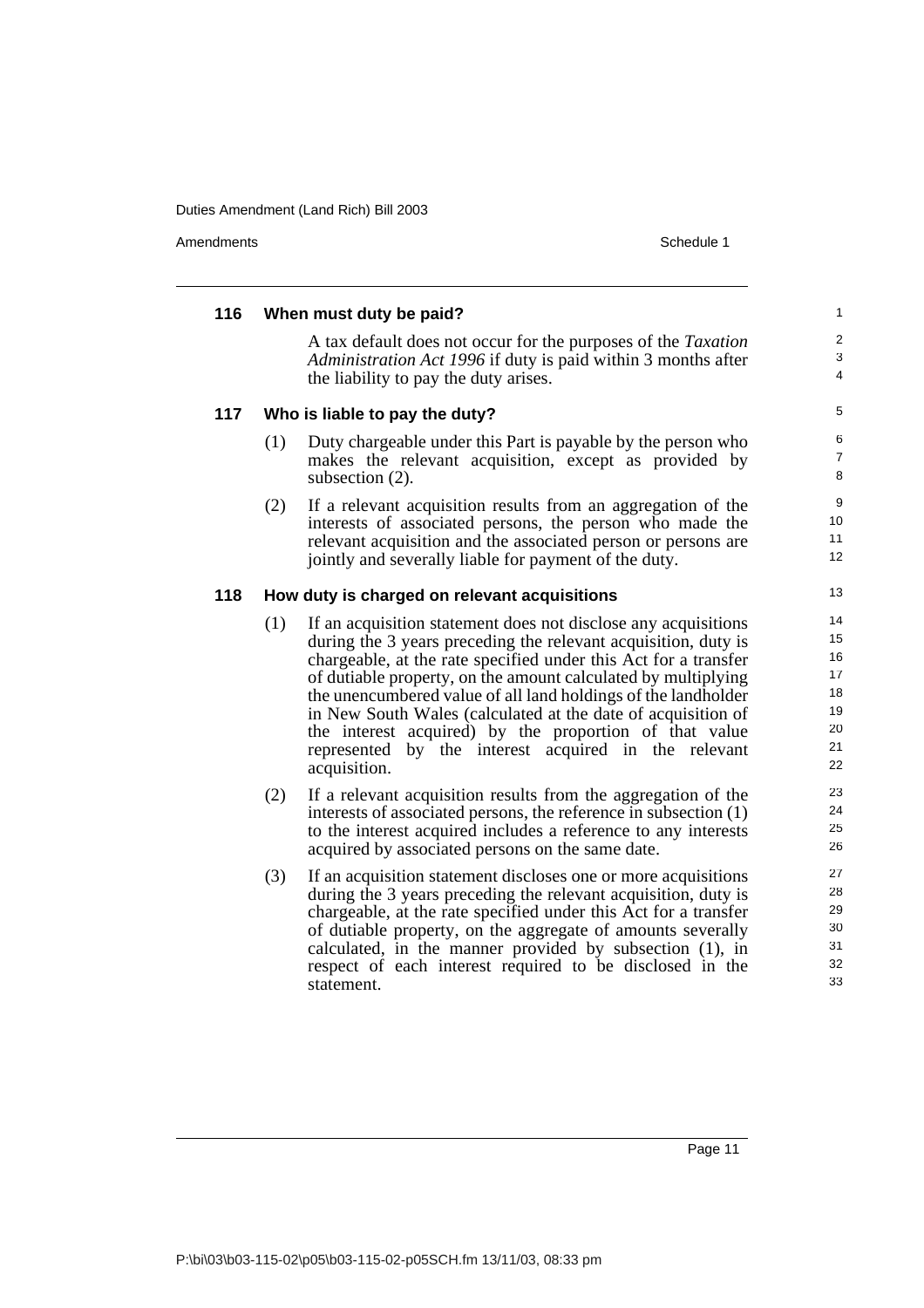### 116 When must duty be paid?

A tax default does not occur for the purposes of the *Taxation Administration Act 1996* if duty is paid within 3 months after the liability to pay the duty arises.

### 117 Who is liable to pay the duty?

(1) Duty chargeable under this Part is payable by the person who makes the relevant acquisition, except as provided by subsection (2).

(2) If a relevant acquisition results from an aggregation of the interests of associated persons, the person who made the relevant acquisition and the associated person or persons are jointly and severally liable for payment of the duty.

### 118 How duty is charged on relevant acquisitions

(1) If an acquisition statement does not disclose any acquisitions during the 3 years preceding the relevant acquisition, duty is chargeable, at the rate specified under this Act for a transfer of dutiable property, on the amount calculated by multiplying the unencumbered value of all land holdings of the landholder in New South Wales (calculated at the date of acquisition of the interest acquired) by the proportion of that value represented by the interest acquired in the relevant acquisition.

(2) If a relevant acquisition results from the aggregation of the interests of associated persons, the reference in subsection (1) to the interest acquired includes a reference to any interests acquired by associated persons on the same date.

(3) If an acquisition statement discloses one or more acquisitions during the 3 years preceding the relevant acquisition, duty is chargeable, at the rate specified under this Act for a transfer of dutiable property, on the aggregate of amounts severally calculated, in the manner provided by subsection (1), in respect of each interest required to be disclosed in the statement.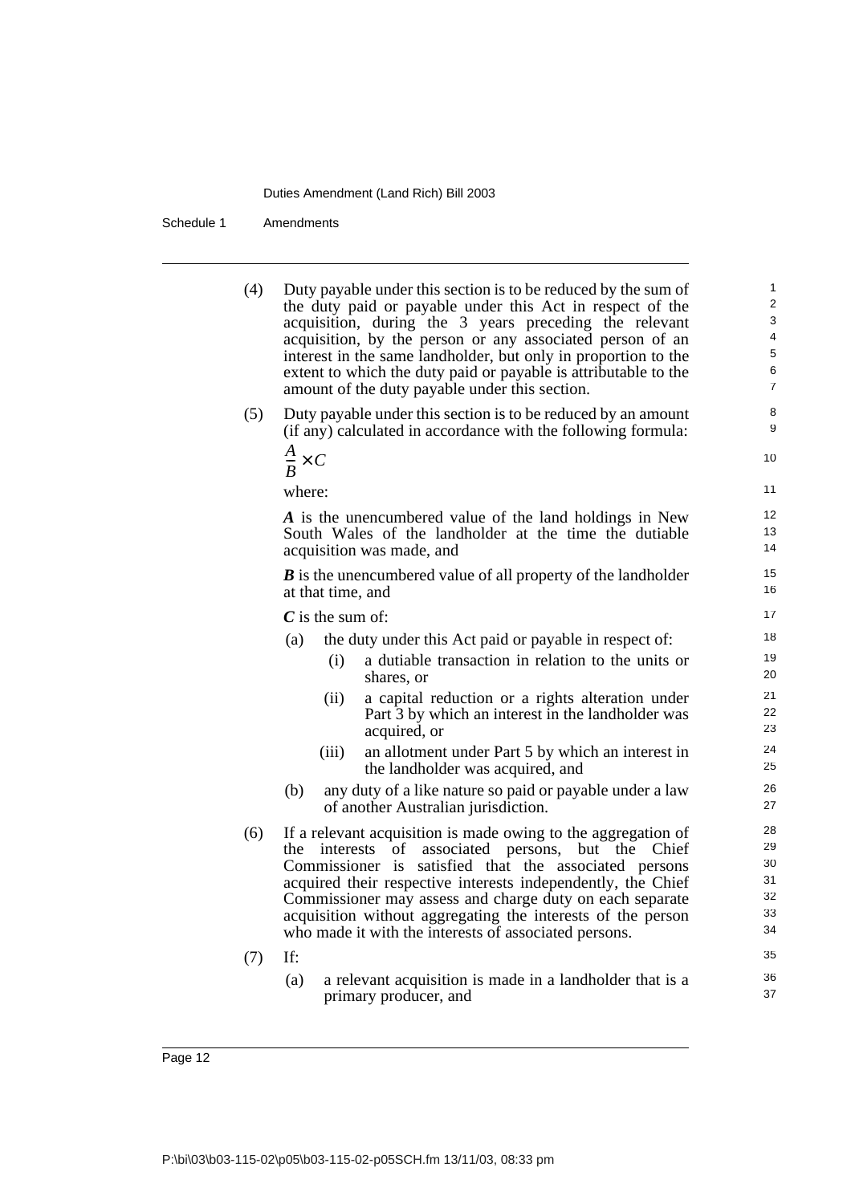(4) Duty payable under this section is to be reduced by the sum of the duty paid or payable under this Act in respect of the acquisition, during the 3 years preceding the relevant acquisition, by the person or any associated person of an interest in the same landholder, but only in proportion to the extent to which the duty paid or payable is attributable to the amount of the duty payable under this section.

(5) Duty payable under this section is to be reduced by an amount (if any) calculated in accordance with the following formula:

$$\frac{A}{B} \times C$$

where:

***A*** is the unencumbered value of the land holdings in New South Wales of the landholder at the time the dutiable acquisition was made, and

***B*** is the unencumbered value of all property of the landholder at that time, and

***C*** is the sum of:

- (a) the duty under this Act paid or payable in respect of:
  - (i) a dutiable transaction in relation to the units or shares, or
  - (ii) a capital reduction or a rights alteration under Part 3 by which an interest in the landholder was acquired, or
  - (iii) an allotment under Part 5 by which an interest in the landholder was acquired, and
- (b) any duty of a like nature so paid or payable under a law of another Australian jurisdiction.

(6) If a relevant acquisition is made owing to the aggregation of the interests of associated persons, but the Chief Commissioner is satisfied that the associated persons acquired their respective interests independently, the Chief Commissioner may assess and charge duty on each separate acquisition without aggregating the interests of the person who made it with the interests of associated persons.

(7) If:

- (a) a relevant acquisition is made in a landholder that is a primary producer, and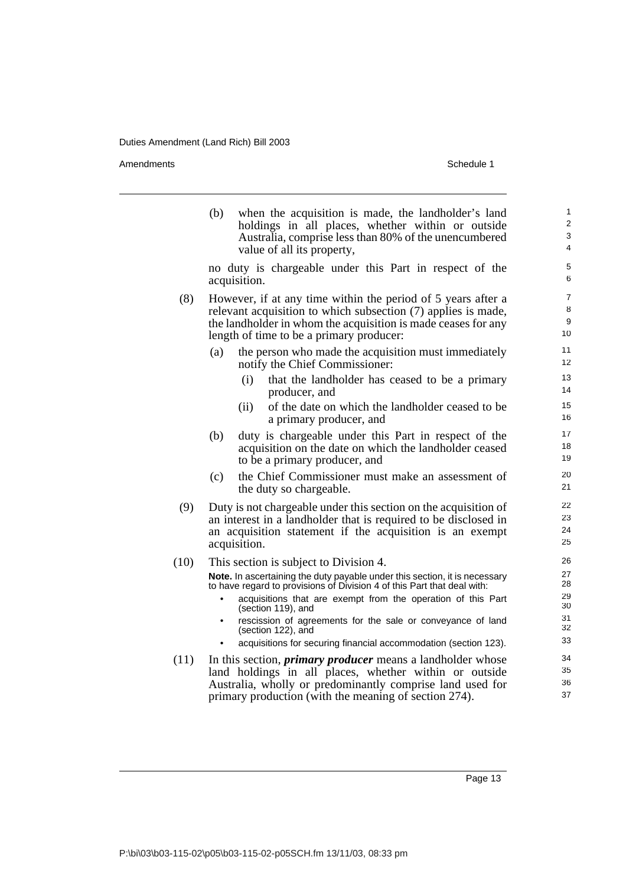(b) when the acquisition is made, the landholder's land holdings in all places, whether within or outside Australia, comprise less than 80% of the unencumbered value of all its property,

no duty is chargeable under this Part in respect of the acquisition.

(8) However, if at any time within the period of 5 years after a relevant acquisition to which subsection (7) applies is made, the landholder in whom the acquisition is made ceases for any length of time to be a primary producer:

(a) the person who made the acquisition must immediately notify the Chief Commissioner:

(i) that the landholder has ceased to be a primary producer, and

(ii) of the date on which the landholder ceased to be a primary producer, and

(b) duty is chargeable under this Part in respect of the acquisition on the date on which the landholder ceased to be a primary producer, and

(c) the Chief Commissioner must make an assessment of the duty so chargeable.

(9) Duty is not chargeable under this section on the acquisition of an interest in a landholder that is required to be disclosed in an acquisition statement if the acquisition is an exempt acquisition.

(10) This section is subject to Division 4.

**Note.** In ascertaining the duty payable under this section, it is necessary to have regard to provisions of Division 4 of this Part that deal with:

- acquisitions that are exempt from the operation of this Part (section 119), and
- rescission of agreements for the sale or conveyance of land (section 122), and
- acquisitions for securing financial accommodation (section 123).

(11) In this section, ***primary producer*** means a landholder whose land holdings in all places, whether within or outside Australia, wholly or predominantly comprise land used for primary production (with the meaning of section 274).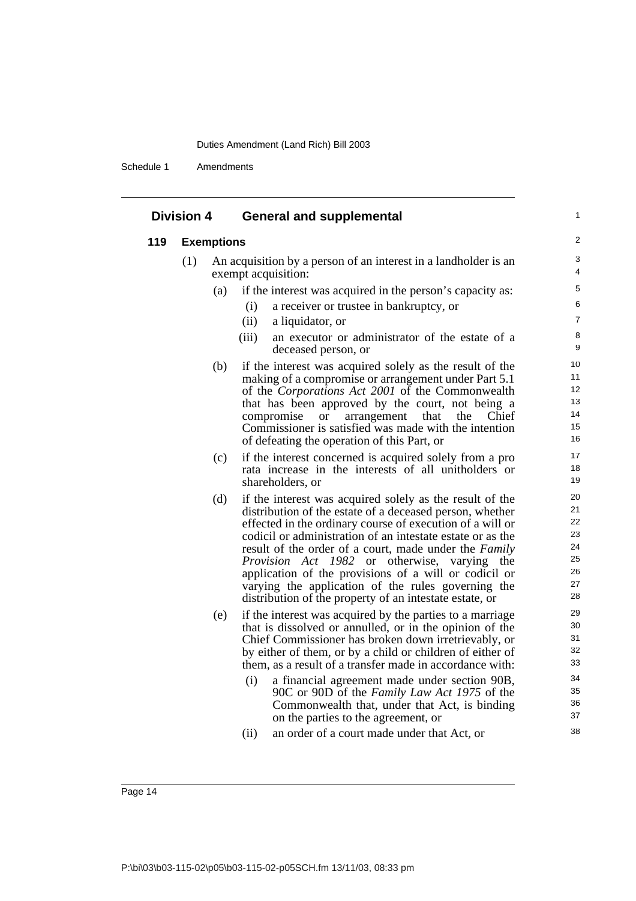## Division 4 General and supplemental

### 119 Exemptions

(1) An acquisition by a person of an interest in a landholder is an exempt acquisition:

(a) if the interest was acquired in the person's capacity as:

(i) a receiver or trustee in bankruptcy, or

(ii) a liquidator, or

(iii) an executor or administrator of the estate of a deceased person, or

(b) if the interest was acquired solely as the result of the making of a compromise or arrangement under Part 5.1 of the *Corporations Act 2001* of the Commonwealth that has been approved by the court, not being a compromise or arrangement that the Chief Commissioner is satisfied was made with the intention of defeating the operation of this Part, or

(c) if the interest concerned is acquired solely from a pro rata increase in the interests of all unitholders or shareholders, or

(d) if the interest was acquired solely as the result of the distribution of the estate of a deceased person, whether effected in the ordinary course of execution of a will or codicil or administration of an intestate estate or as the result of the order of a court, made under the *Family Provision Act 1982* or otherwise, varying the application of the provisions of a will or codicil or varying the application of the rules governing the distribution of the property of an intestate estate, or

(e) if the interest was acquired by the parties to a marriage that is dissolved or annulled, or in the opinion of the Chief Commissioner has broken down irretrievably, or by either of them, or by a child or children of either of them, as a result of a transfer made in accordance with:

(i) a financial agreement made under section 90B, 90C or 90D of the *Family Law Act 1975* of the Commonwealth that, under that Act, is binding on the parties to the agreement, or

(ii) an order of a court made under that Act, or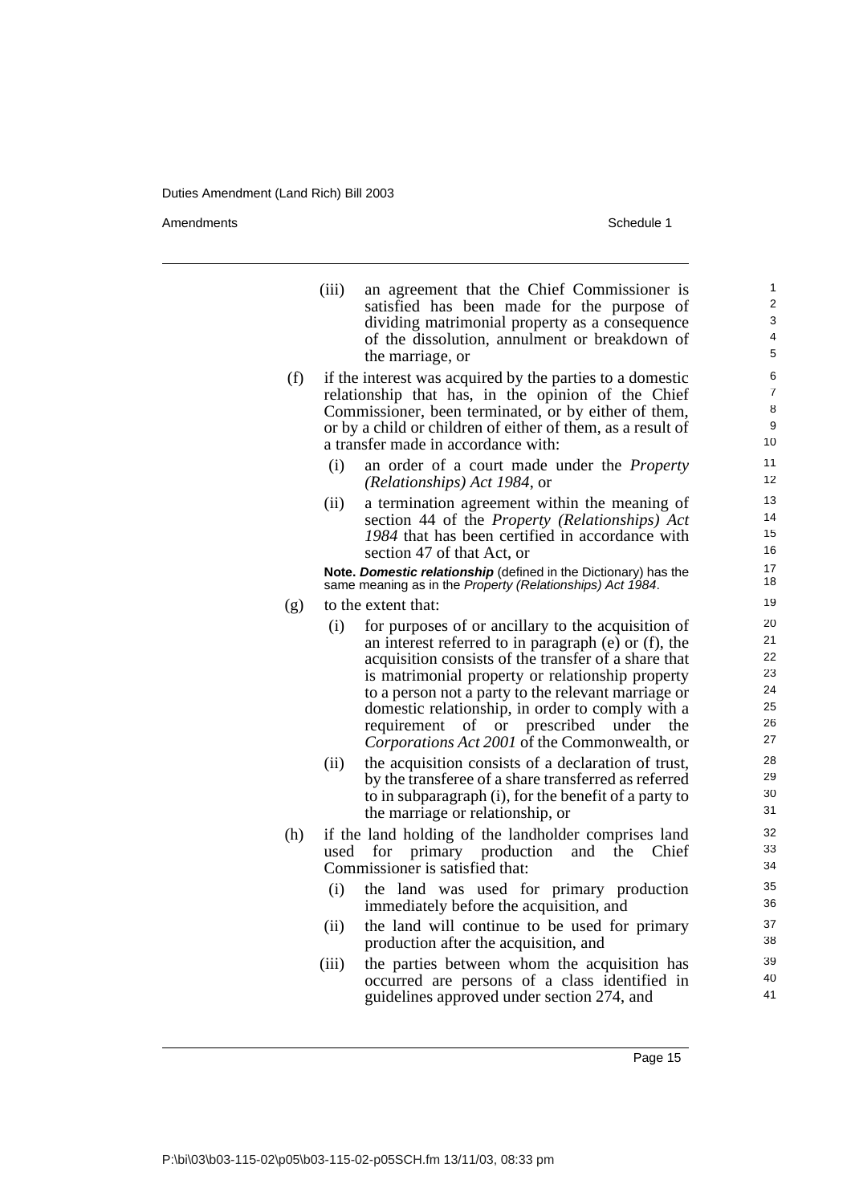(iii) an agreement that the Chief Commissioner is satisfied has been made for the purpose of dividing matrimonial property as a consequence of the dissolution, annulment or breakdown of the marriage, or

(f) if the interest was acquired by the parties to a domestic relationship that has, in the opinion of the Chief Commissioner, been terminated, or by either of them, or by a child or children of either of them, as a result of a transfer made in accordance with:

(i) an order of a court made under the *Property (Relationships) Act 1984*, or

(ii) a termination agreement within the meaning of section 44 of the *Property (Relationships) Act 1984* that has been certified in accordance with section 47 of that Act, or

**Note.** ***Domestic relationship*** (defined in the Dictionary) has the same meaning as in the *Property (Relationships) Act 1984*.

(g) to the extent that:

(i) for purposes of or ancillary to the acquisition of an interest referred to in paragraph (e) or (f), the acquisition consists of the transfer of a share that is matrimonial property or relationship property to a person not a party to the relevant marriage or domestic relationship, in order to comply with a requirement of or prescribed under the *Corporations Act 2001* of the Commonwealth, or

(ii) the acquisition consists of a declaration of trust, by the transferee of a share transferred as referred to in subparagraph (i), for the benefit of a party to the marriage or relationship, or

(h) if the land holding of the landholder comprises land used for primary production and the Chief Commissioner is satisfied that:

(i) the land was used for primary production immediately before the acquisition, and

(ii) the land will continue to be used for primary production after the acquisition, and

(iii) the parties between whom the acquisition has occurred are persons of a class identified in guidelines approved under section 274, and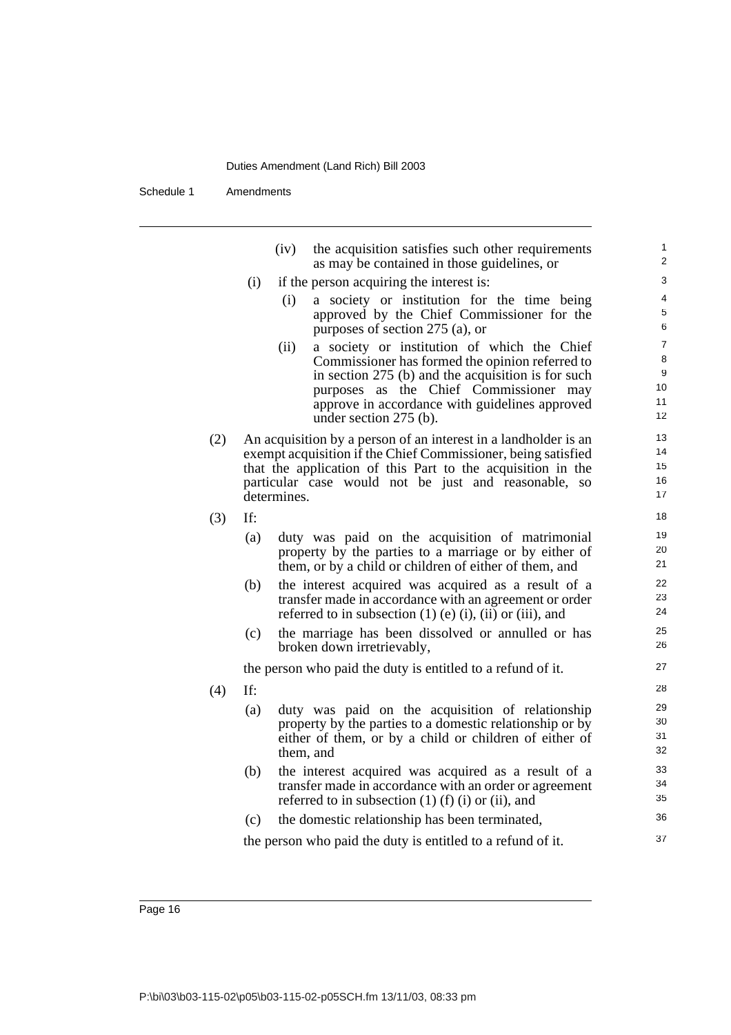(iv) the acquisition satisfies such other requirements as may be contained in those guidelines, or

(i) if the person acquiring the interest is:

(i) a society or institution for the time being approved by the Chief Commissioner for the purposes of section 275 (a), or

(ii) a society or institution of which the Chief Commissioner has formed the opinion referred to in section 275 (b) and the acquisition is for such purposes as the Chief Commissioner may approve in accordance with guidelines approved under section 275 (b).

(2) An acquisition by a person of an interest in a landholder is an exempt acquisition if the Chief Commissioner, being satisfied that the application of this Part to the acquisition in the particular case would not be just and reasonable, so determines.

(3) If:

(a) duty was paid on the acquisition of matrimonial property by the parties to a marriage or by either of them, or by a child or children of either of them, and

(b) the interest acquired was acquired as a result of a transfer made in accordance with an agreement or order referred to in subsection (1) (e) (i), (ii) or (iii), and

(c) the marriage has been dissolved or annulled or has broken down irretrievably,

the person who paid the duty is entitled to a refund of it.

(4) If:

(a) duty was paid on the acquisition of relationship property by the parties to a domestic relationship or by either of them, or by a child or children of either of them, and

(b) the interest acquired was acquired as a result of a transfer made in accordance with an order or agreement referred to in subsection (1) (f) (i) or (ii), and

(c) the domestic relationship has been terminated,

the person who paid the duty is entitled to a refund of it.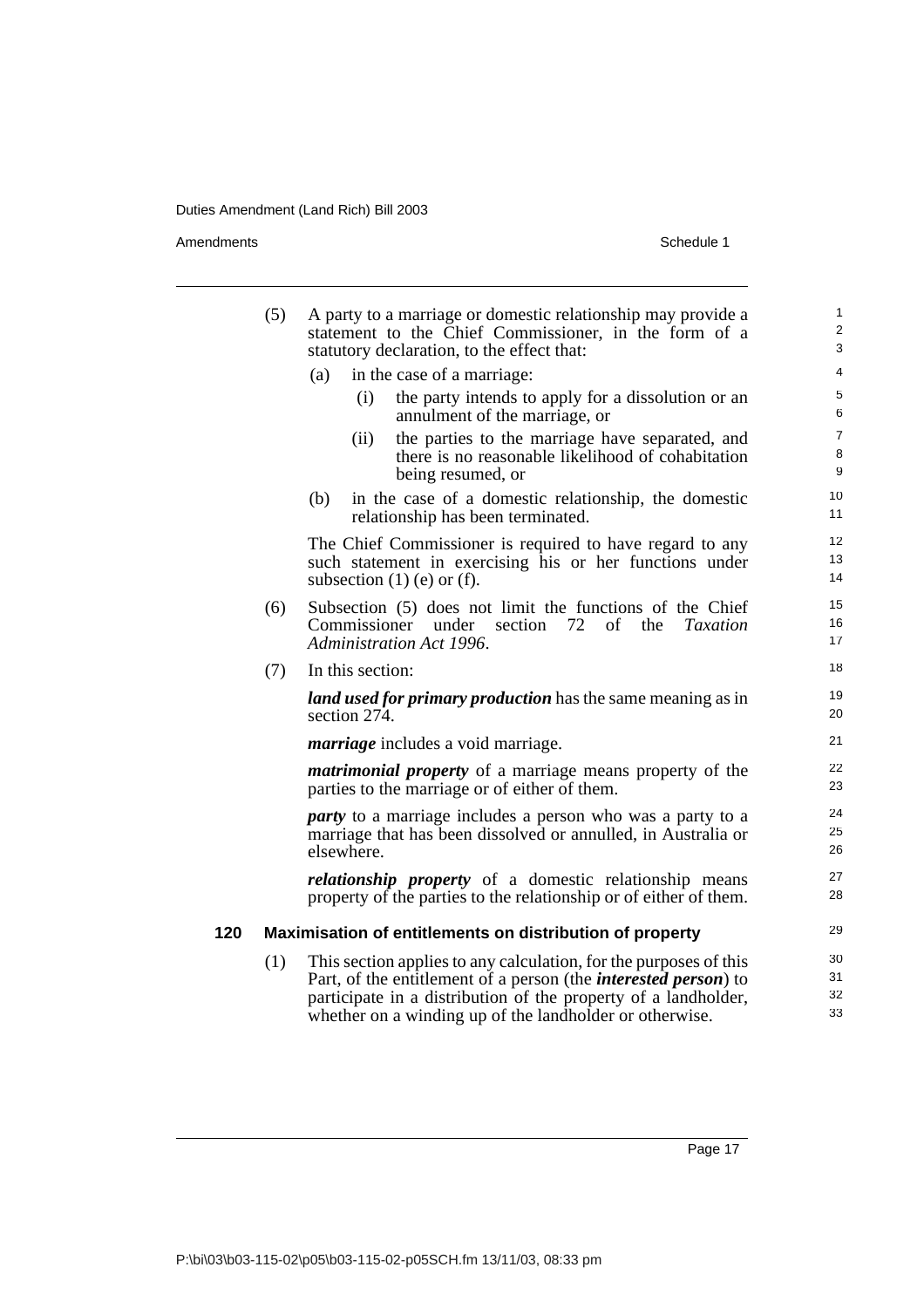(5) A party to a marriage or domestic relationship may provide a statement to the Chief Commissioner, in the form of a statutory declaration, to the effect that:

(a) in the case of a marriage:

(i) the party intends to apply for a dissolution or an annulment of the marriage, or

(ii) the parties to the marriage have separated, and there is no reasonable likelihood of cohabitation being resumed, or

(b) in the case of a domestic relationship, the domestic relationship has been terminated.

The Chief Commissioner is required to have regard to any such statement in exercising his or her functions under subsection (1) (e) or (f).

(6) Subsection (5) does not limit the functions of the Chief Commissioner under section 72 of the *Taxation Administration Act 1996*.

(7) In this section:

***land used for primary production*** has the same meaning as in section 274.

***marriage*** includes a void marriage.

***matrimonial property*** of a marriage means property of the parties to the marriage or of either of them.

***party*** to a marriage includes a person who was a party to a marriage that has been dissolved or annulled, in Australia or elsewhere.

***relationship property*** of a domestic relationship means property of the parties to the relationship or of either of them.

### 120 Maximisation of entitlements on distribution of property

(1) This section applies to any calculation, for the purposes of this Part, of the entitlement of a person (the ***interested person***) to participate in a distribution of the property of a landholder, whether on a winding up of the landholder or otherwise.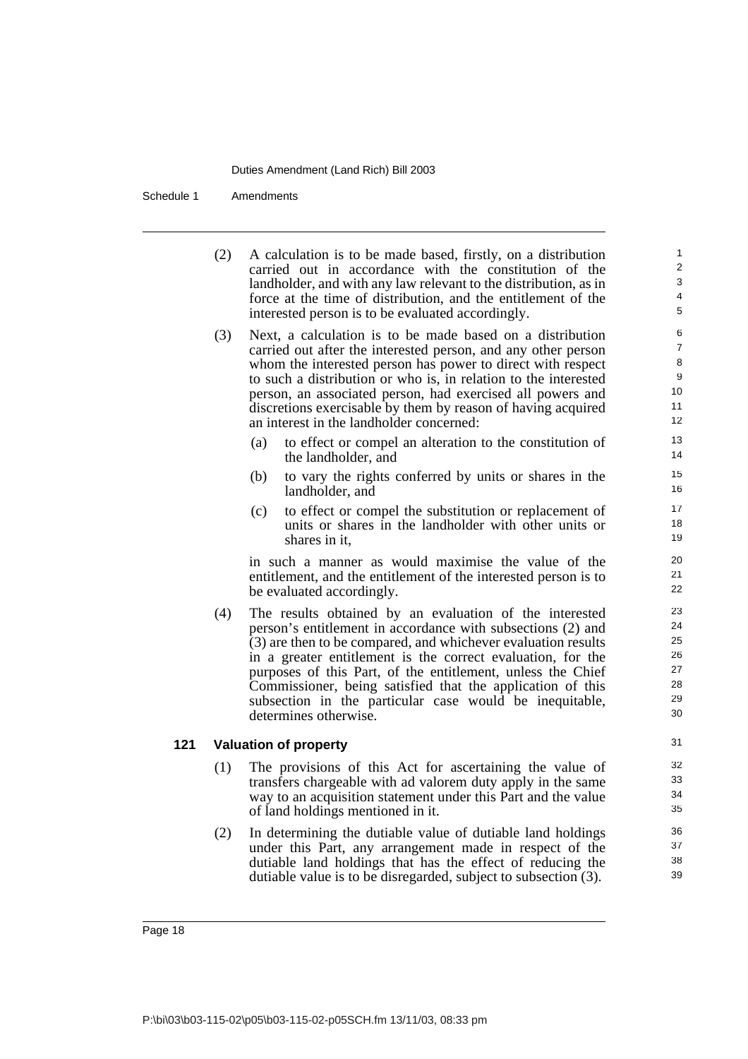(2) A calculation is to be made based, firstly, on a distribution carried out in accordance with the constitution of the landholder, and with any law relevant to the distribution, as in force at the time of distribution, and the entitlement of the interested person is to be evaluated accordingly.

(3) Next, a calculation is to be made based on a distribution carried out after the interested person, and any other person whom the interested person has power to direct with respect to such a distribution or who is, in relation to the interested person, an associated person, had exercised all powers and discretions exercisable by them by reason of having acquired an interest in the landholder concerned:

   (a) to effect or compel an alteration to the constitution of the landholder, and

   (b) to vary the rights conferred by units or shares in the landholder, and

   (c) to effect or compel the substitution or replacement of units or shares in the landholder with other units or shares in it,

   in such a manner as would maximise the value of the entitlement, and the entitlement of the interested person is to be evaluated accordingly.

(4) The results obtained by an evaluation of the interested person's entitlement in accordance with subsections (2) and (3) are then to be compared, and whichever evaluation results in a greater entitlement is the correct evaluation, for the purposes of this Part, of the entitlement, unless the Chief Commissioner, being satisfied that the application of this subsection in the particular case would be inequitable, determines otherwise.

### 121 Valuation of property

(1) The provisions of this Act for ascertaining the value of transfers chargeable with ad valorem duty apply in the same way to an acquisition statement under this Part and the value of land holdings mentioned in it.

(2) In determining the dutiable value of dutiable land holdings under this Part, any arrangement made in respect of the dutiable land holdings that has the effect of reducing the dutiable value is to be disregarded, subject to subsection (3).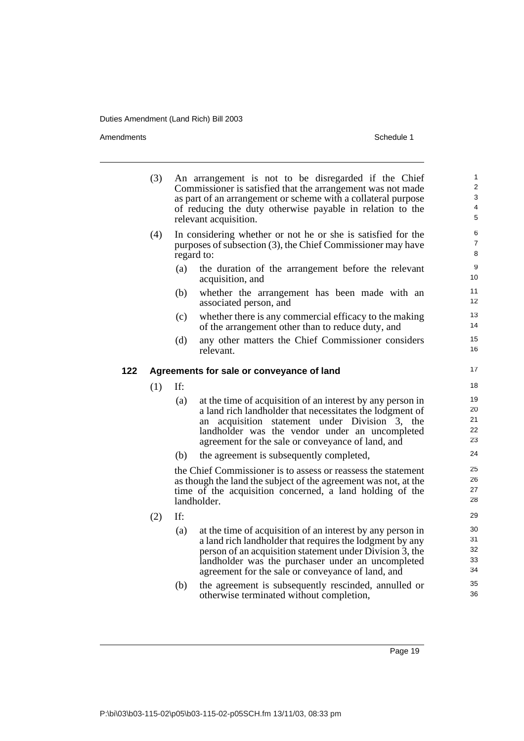(3) An arrangement is not to be disregarded if the Chief Commissioner is satisfied that the arrangement was not made as part of an arrangement or scheme with a collateral purpose of reducing the duty otherwise payable in relation to the relevant acquisition.

(4) In considering whether or not he or she is satisfied for the purposes of subsection (3), the Chief Commissioner may have regard to:

- (a) the duration of the arrangement before the relevant acquisition, and
- (b) whether the arrangement has been made with an associated person, and
- (c) whether there is any commercial efficacy to the making of the arrangement other than to reduce duty, and
- (d) any other matters the Chief Commissioner considers relevant.

### 122 Agreements for sale or conveyance of land

(1) If:

- (a) at the time of acquisition of an interest by any person in a land rich landholder that necessitates the lodgment of an acquisition statement under Division 3, the landholder was the vendor under an uncompleted agreement for the sale or conveyance of land, and
- (b) the agreement is subsequently completed,

the Chief Commissioner is to assess or reassess the statement as though the land the subject of the agreement was not, at the time of the acquisition concerned, a land holding of the landholder.

(2) If:

- (a) at the time of acquisition of an interest by any person in a land rich landholder that requires the lodgment by any person of an acquisition statement under Division 3, the landholder was the purchaser under an uncompleted agreement for the sale or conveyance of land, and
- (b) the agreement is subsequently rescinded, annulled or otherwise terminated without completion,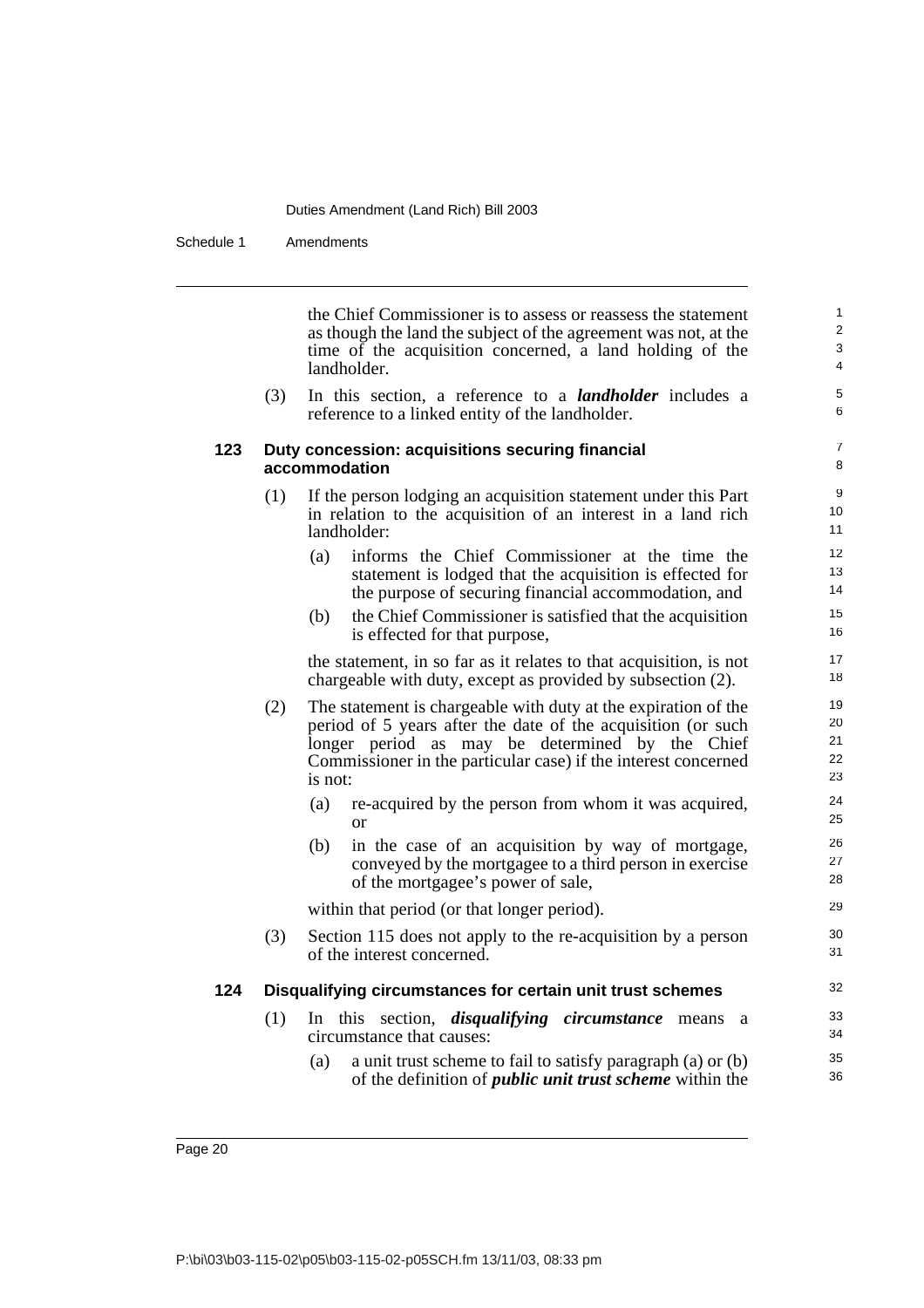the Chief Commissioner is to assess or reassess the statement as though the land the subject of the agreement was not, at the time of the acquisition concerned, a land holding of the landholder.

(3) In this section, a reference to a ***landholder*** includes a reference to a linked entity of the landholder.

### 123 Duty concession: acquisitions securing financial accommodation

(1) If the person lodging an acquisition statement under this Part in relation to the acquisition of an interest in a land rich landholder:

- (a) informs the Chief Commissioner at the time the statement is lodged that the acquisition is effected for the purpose of securing financial accommodation, and
- (b) the Chief Commissioner is satisfied that the acquisition is effected for that purpose,

the statement, in so far as it relates to that acquisition, is not chargeable with duty, except as provided by subsection (2).

(2) The statement is chargeable with duty at the expiration of the period of 5 years after the date of the acquisition (or such longer period as may be determined by the Chief Commissioner in the particular case) if the interest concerned is not:

- (a) re-acquired by the person from whom it was acquired, or
- (b) in the case of an acquisition by way of mortgage, conveyed by the mortgagee to a third person in exercise of the mortgagee's power of sale,

within that period (or that longer period).

(3) Section 115 does not apply to the re-acquisition by a person of the interest concerned.

### 124 Disqualifying circumstances for certain unit trust schemes

(1) In this section, ***disqualifying circumstance*** means a circumstance that causes:

- (a) a unit trust scheme to fail to satisfy paragraph (a) or (b) of the definition of ***public unit trust scheme*** within the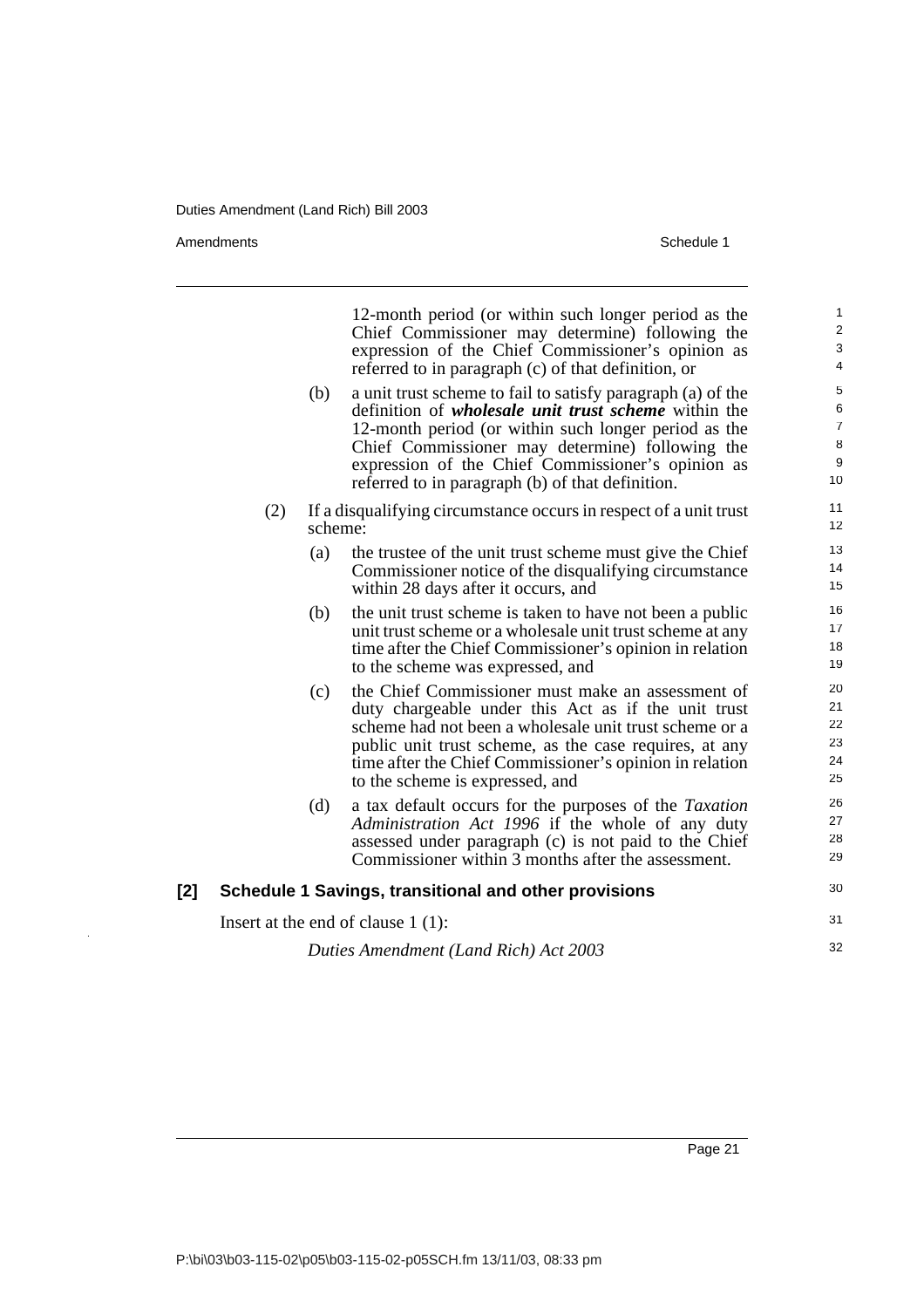12-month period (or within such longer period as the Chief Commissioner may determine) following the expression of the Chief Commissioner's opinion as referred to in paragraph (c) of that definition, or

(b) a unit trust scheme to fail to satisfy paragraph (a) of the definition of ***wholesale unit trust scheme*** within the 12-month period (or within such longer period as the Chief Commissioner may determine) following the expression of the Chief Commissioner's opinion as referred to in paragraph (b) of that definition.

(2) If a disqualifying circumstance occurs in respect of a unit trust scheme:

(a) the trustee of the unit trust scheme must give the Chief Commissioner notice of the disqualifying circumstance within 28 days after it occurs, and

(b) the unit trust scheme is taken to have not been a public unit trust scheme or a wholesale unit trust scheme at any time after the Chief Commissioner's opinion in relation to the scheme was expressed, and

(c) the Chief Commissioner must make an assessment of duty chargeable under this Act as if the unit trust scheme had not been a wholesale unit trust scheme or a public unit trust scheme, as the case requires, at any time after the Chief Commissioner's opinion in relation to the scheme is expressed, and

(d) a tax default occurs for the purposes of the *Taxation Administration Act 1996* if the whole of any duty assessed under paragraph (c) is not paid to the Chief Commissioner within 3 months after the assessment.

**[2] Schedule 1 Savings, transitional and other provisions**

Insert at the end of clause 1 (1):

*Duties Amendment (Land Rich) Act 2003*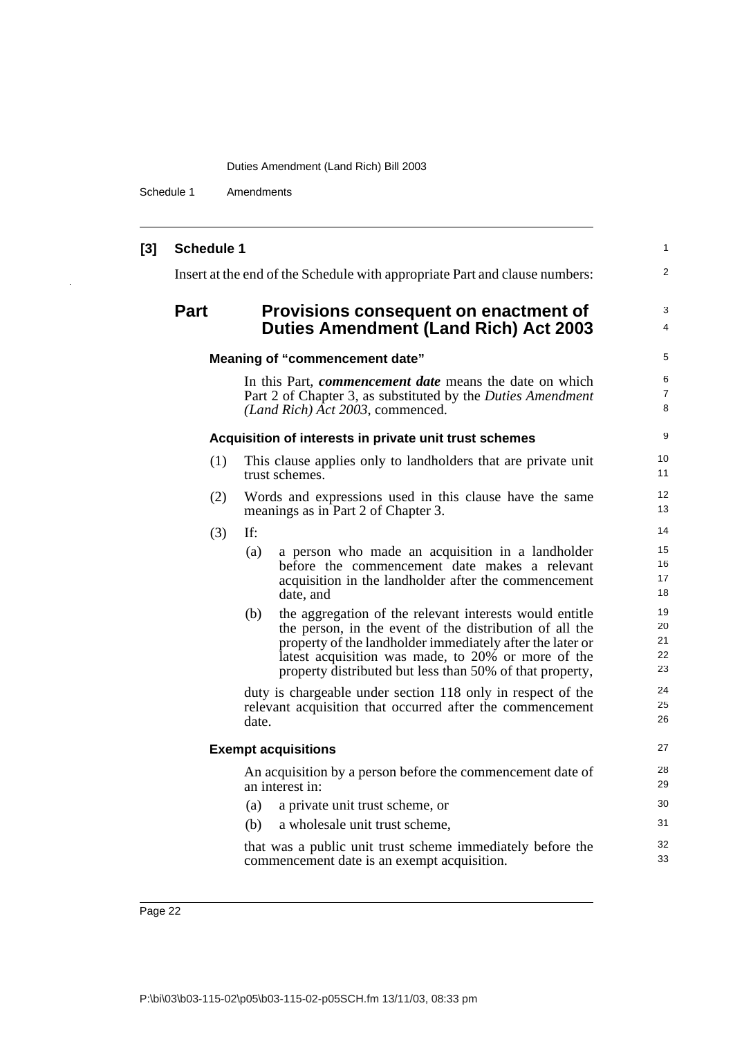**[3] Schedule 1**

Insert at the end of the Schedule with appropriate Part and clause numbers:

## Part Provisions consequent on enactment of Duties Amendment (Land Rich) Act 2003

### Meaning of "commencement date"

In this Part, ***commencement date*** means the date on which Part 2 of Chapter 3, as substituted by the *Duties Amendment (Land Rich) Act 2003*, commenced.

### Acquisition of interests in private unit trust schemes

(1) This clause applies only to landholders that are private unit trust schemes.

(2) Words and expressions used in this clause have the same meanings as in Part 2 of Chapter 3.

(3) If:

- (a) a person who made an acquisition in a landholder before the commencement date makes a relevant acquisition in the landholder after the commencement date, and
- (b) the aggregation of the relevant interests would entitle the person, in the event of the distribution of all the property of the landholder immediately after the later or latest acquisition was made, to 20% or more of the property distributed but less than 50% of that property,

duty is chargeable under section 118 only in respect of the relevant acquisition that occurred after the commencement date.

### Exempt acquisitions

An acquisition by a person before the commencement date of an interest in:

- (a) a private unit trust scheme, or
- (b) a wholesale unit trust scheme,

that was a public unit trust scheme immediately before the commencement date is an exempt acquisition.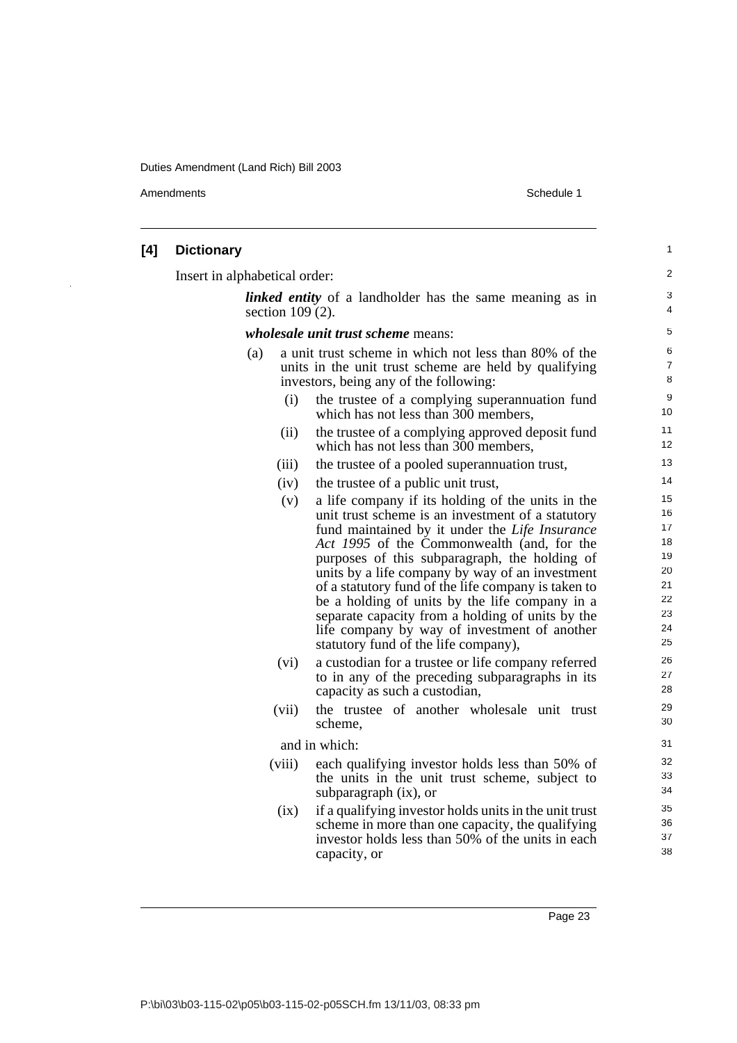## [4] Dictionary

Insert in alphabetical order:

***linked entity*** of a landholder has the same meaning as in section 109 (2).

***wholesale unit trust scheme*** means:

(a) a unit trust scheme in which not less than 80% of the units in the unit trust scheme are held by qualifying investors, being any of the following:

- (i) the trustee of a complying superannuation fund which has not less than 300 members,
- (ii) the trustee of a complying approved deposit fund which has not less than 300 members,
- (iii) the trustee of a pooled superannuation trust,
- (iv) the trustee of a public unit trust,
- (v) a life company if its holding of the units in the unit trust scheme is an investment of a statutory fund maintained by it under the *Life Insurance Act 1995* of the Commonwealth (and, for the purposes of this subparagraph, the holding of units by a life company by way of an investment of a statutory fund of the life company is taken to be a holding of units by the life company in a separate capacity from a holding of units by the life company by way of investment of another statutory fund of the life company),
- (vi) a custodian for a trustee or life company referred to in any of the preceding subparagraphs in its capacity as such a custodian,
- (vii) the trustee of another wholesale unit trust scheme,

and in which:

- (viii) each qualifying investor holds less than 50% of the units in the unit trust scheme, subject to subparagraph (ix), or
- (ix) if a qualifying investor holds units in the unit trust scheme in more than one capacity, the qualifying investor holds less than 50% of the units in each capacity, or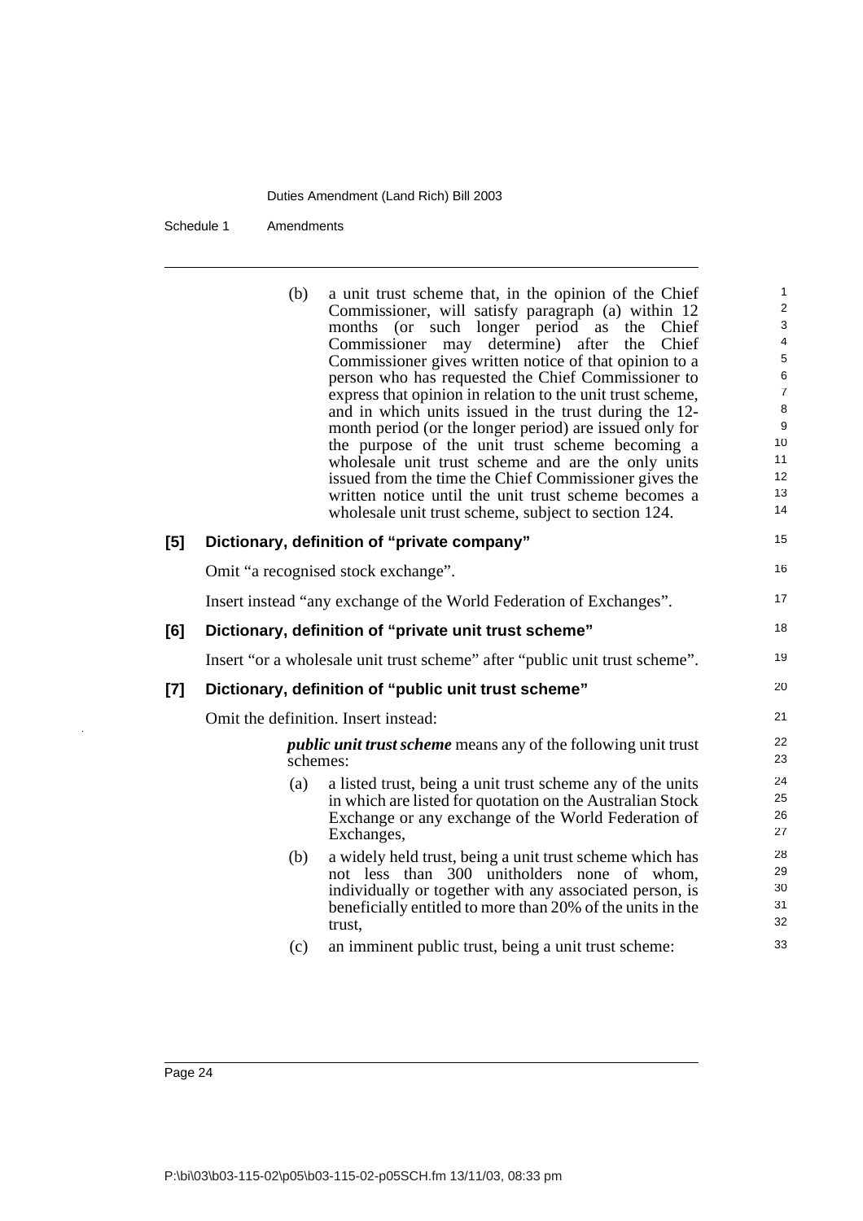(b) a unit trust scheme that, in the opinion of the Chief Commissioner, will satisfy paragraph (a) within 12 months (or such longer period as the Chief Commissioner may determine) after the Chief Commissioner gives written notice of that opinion to a person who has requested the Chief Commissioner to express that opinion in relation to the unit trust scheme, and in which units issued in the trust during the 12-month period (or the longer period) are issued only for the purpose of the unit trust scheme becoming a wholesale unit trust scheme and are the only units issued from the time the Chief Commissioner gives the written notice until the unit trust scheme becomes a wholesale unit trust scheme, subject to section 124.

**[5] Dictionary, definition of "private company"**

Omit "a recognised stock exchange".

Insert instead "any exchange of the World Federation of Exchanges".

**[6] Dictionary, definition of "private unit trust scheme"**

Insert "or a wholesale unit trust scheme" after "public unit trust scheme".

**[7] Dictionary, definition of "public unit trust scheme"**

Omit the definition. Insert instead:

***public unit trust scheme*** means any of the following unit trust schemes:

(a) a listed trust, being a unit trust scheme any of the units in which are listed for quotation on the Australian Stock Exchange or any exchange of the World Federation of Exchanges,

(b) a widely held trust, being a unit trust scheme which has not less than 300 unitholders none of whom, individually or together with any associated person, is beneficially entitled to more than 20% of the units in the trust,

(c) an imminent public trust, being a unit trust scheme: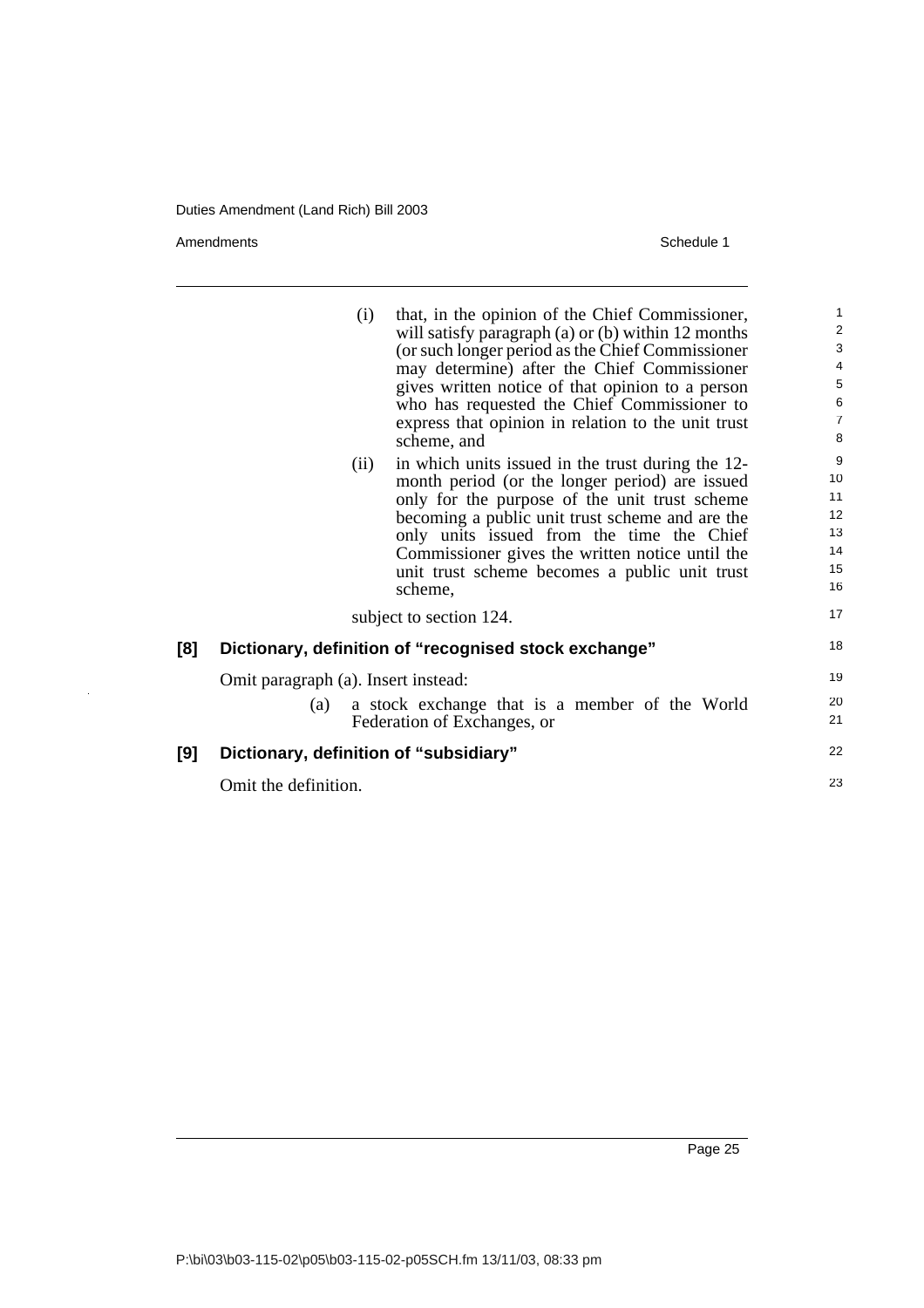(i) that, in the opinion of the Chief Commissioner, will satisfy paragraph (a) or (b) within 12 months (or such longer period as the Chief Commissioner may determine) after the Chief Commissioner gives written notice of that opinion to a person who has requested the Chief Commissioner to express that opinion in relation to the unit trust scheme, and

(ii) in which units issued in the trust during the 12-month period (or the longer period) are issued only for the purpose of the unit trust scheme becoming a public unit trust scheme and are the only units issued from the time the Chief Commissioner gives the written notice until the unit trust scheme becomes a public unit trust scheme,

subject to section 124.

**[8] Dictionary, definition of "recognised stock exchange"**

Omit paragraph (a). Insert instead:

(a) a stock exchange that is a member of the World Federation of Exchanges, or

**[9] Dictionary, definition of "subsidiary"**

Omit the definition.